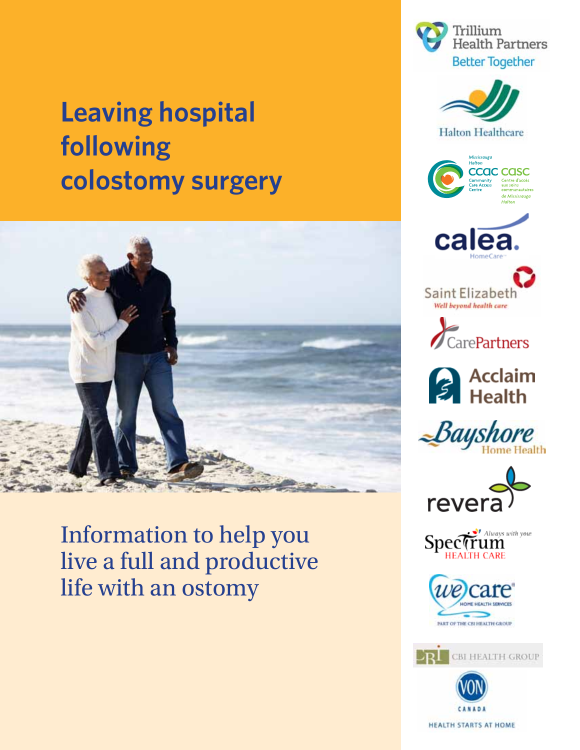# Leaving hospital following colostomy surgery

Information to help you live a full and productive life with an ostomy

Trillium Health Partners
Better Together

Halton Healthcare

Mississauga Halton CCAC CASC
Community Care Access Centre
Centre d'accès aux soins communautaires de Mississauga Halton

calea. HomeCare

Saint Elizabeth
Well beyond health care

CarePartners

Acclaim Health

Bayshore Home Health

revera

Spectrum Health Care
Always with you

we care
Home Health Services
Part of the CBI Health Group

CBI Health Group

VON Canada
Health Starts at Home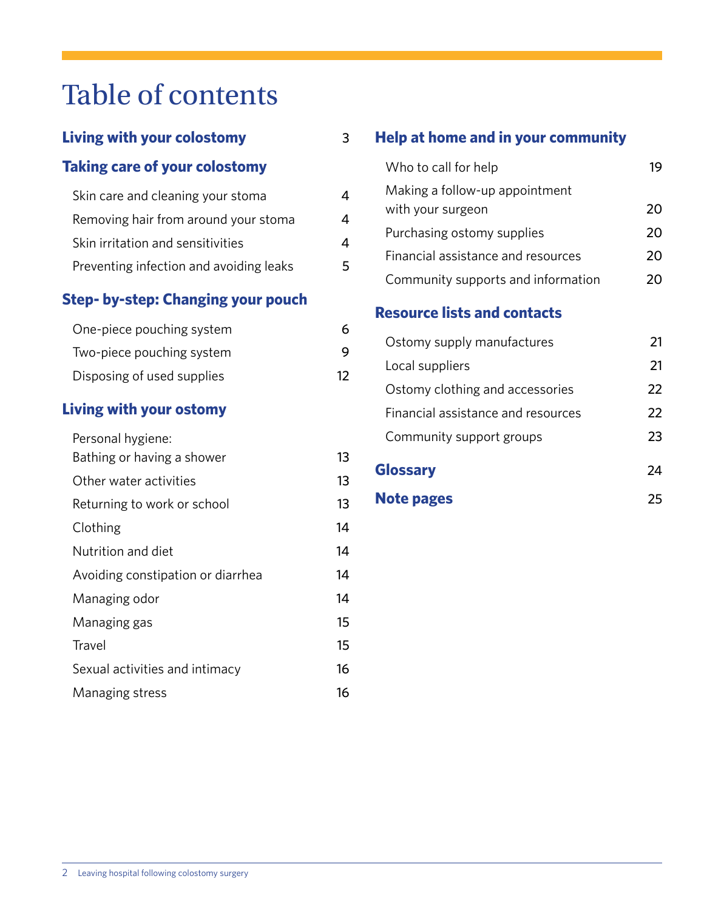# Table of contents

**Living with your colostomy** 3

**Taking care of your colostomy**

- Skin care and cleaning your stoma 4
- Removing hair from around your stoma 4
- Skin irritation and sensitivities 4
- Preventing infection and avoiding leaks 5

**Step- by-step: Changing your pouch**

- One-piece pouching system 6
- Two-piece pouching system 9
- Disposing of used supplies 12

**Living with your ostomy**

- Personal hygiene: Bathing or having a shower 13
- Other water activities 13
- Returning to work or school 13
- Clothing 14
- Nutrition and diet 14
- Avoiding constipation or diarrhea 14
- Managing odor 14
- Managing gas 15
- Travel 15
- Sexual activities and intimacy 16
- Managing stress 16

**Help at home and in your community**

- Who to call for help 19
- Making a follow-up appointment with your surgeon 20
- Purchasing ostomy supplies 20
- Financial assistance and resources 20
- Community supports and information 20

**Resource lists and contacts**

- Ostomy supply manufactures 21
- Local suppliers 21
- Ostomy clothing and accessories 22
- Financial assistance and resources 22
- Community support groups 23

**Glossary** 24

**Note pages** 25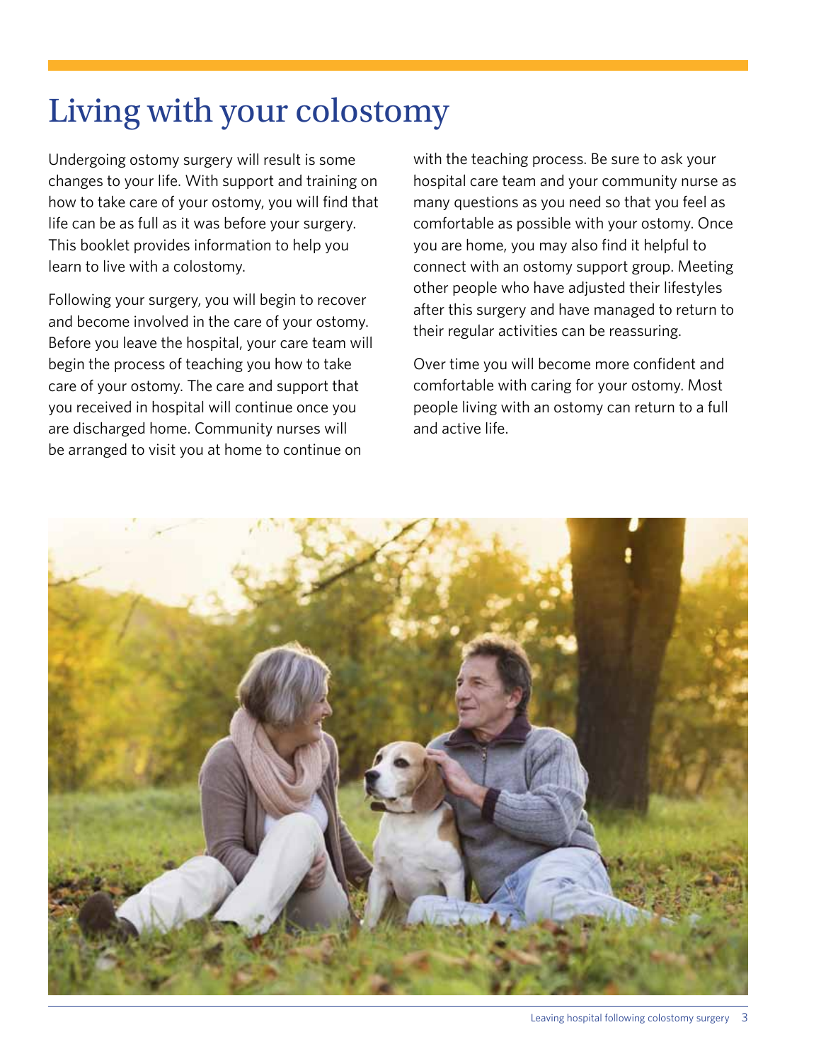# Living with your colostomy

Undergoing ostomy surgery will result is some changes to your life. With support and training on how to take care of your ostomy, you will find that life can be as full as it was before your surgery. This booklet provides information to help you learn to live with a colostomy.

Following your surgery, you will begin to recover and become involved in the care of your ostomy. Before you leave the hospital, your care team will begin the process of teaching you how to take care of your ostomy. The care and support that you received in hospital will continue once you are discharged home. Community nurses will be arranged to visit you at home to continue on with the teaching process. Be sure to ask your hospital care team and your community nurse as many questions as you need so that you feel as comfortable as possible with your ostomy. Once you are home, you may also find it helpful to connect with an ostomy support group. Meeting other people who have adjusted their lifestyles after this surgery and have managed to return to their regular activities can be reassuring.

Over time you will become more confident and comfortable with caring for your ostomy. Most people living with an ostomy can return to a full and active life.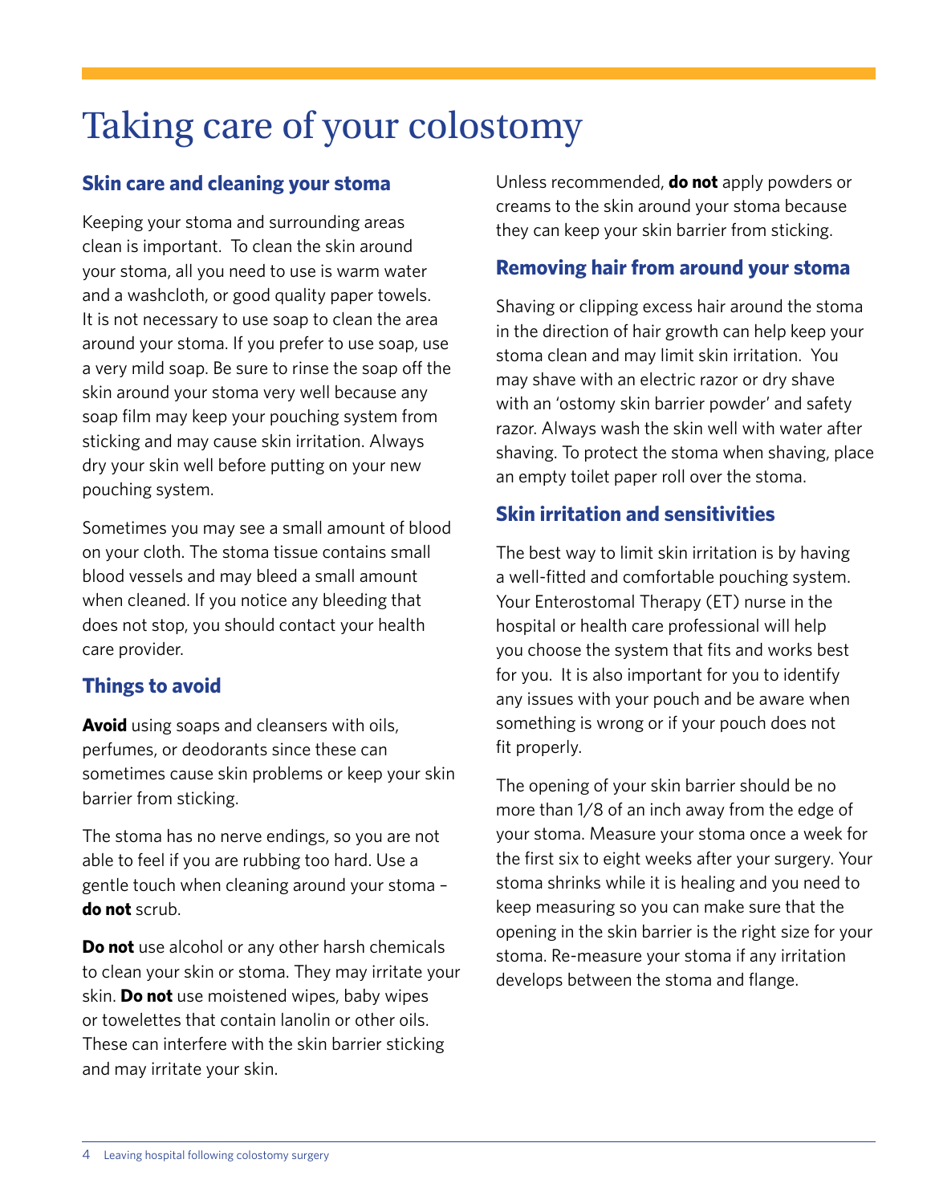# Taking care of your colostomy

## Skin care and cleaning your stoma

Keeping your stoma and surrounding areas clean is important. To clean the skin around your stoma, all you need to use is warm water and a washcloth, or good quality paper towels. It is not necessary to use soap to clean the area around your stoma. If you prefer to use soap, use a very mild soap. Be sure to rinse the soap off the skin around your stoma very well because any soap film may keep your pouching system from sticking and may cause skin irritation. Always dry your skin well before putting on your new pouching system.

Sometimes you may see a small amount of blood on your cloth. The stoma tissue contains small blood vessels and may bleed a small amount when cleaned. If you notice any bleeding that does not stop, you should contact your health care provider.

## Things to avoid

**Avoid** using soaps and cleansers with oils, perfumes, or deodorants since these can sometimes cause skin problems or keep your skin barrier from sticking.

The stoma has no nerve endings, so you are not able to feel if you are rubbing too hard. Use a gentle touch when cleaning around your stoma – **do not** scrub.

**Do not** use alcohol or any other harsh chemicals to clean your skin or stoma. They may irritate your skin. **Do not** use moistened wipes, baby wipes or towelettes that contain lanolin or other oils. These can interfere with the skin barrier sticking and may irritate your skin.

Unless recommended, **do not** apply powders or creams to the skin around your stoma because they can keep your skin barrier from sticking.

## Removing hair from around your stoma

Shaving or clipping excess hair around the stoma in the direction of hair growth can help keep your stoma clean and may limit skin irritation. You may shave with an electric razor or dry shave with an 'ostomy skin barrier powder' and safety razor. Always wash the skin well with water after shaving. To protect the stoma when shaving, place an empty toilet paper roll over the stoma.

## Skin irritation and sensitivities

The best way to limit skin irritation is by having a well-fitted and comfortable pouching system. Your Enterostomal Therapy (ET) nurse in the hospital or health care professional will help you choose the system that fits and works best for you. It is also important for you to identify any issues with your pouch and be aware when something is wrong or if your pouch does not fit properly.

The opening of your skin barrier should be no more than 1/8 of an inch away from the edge of your stoma. Measure your stoma once a week for the first six to eight weeks after your surgery. Your stoma shrinks while it is healing and you need to keep measuring so you can make sure that the opening in the skin barrier is the right size for your stoma. Re-measure your stoma if any irritation develops between the stoma and flange.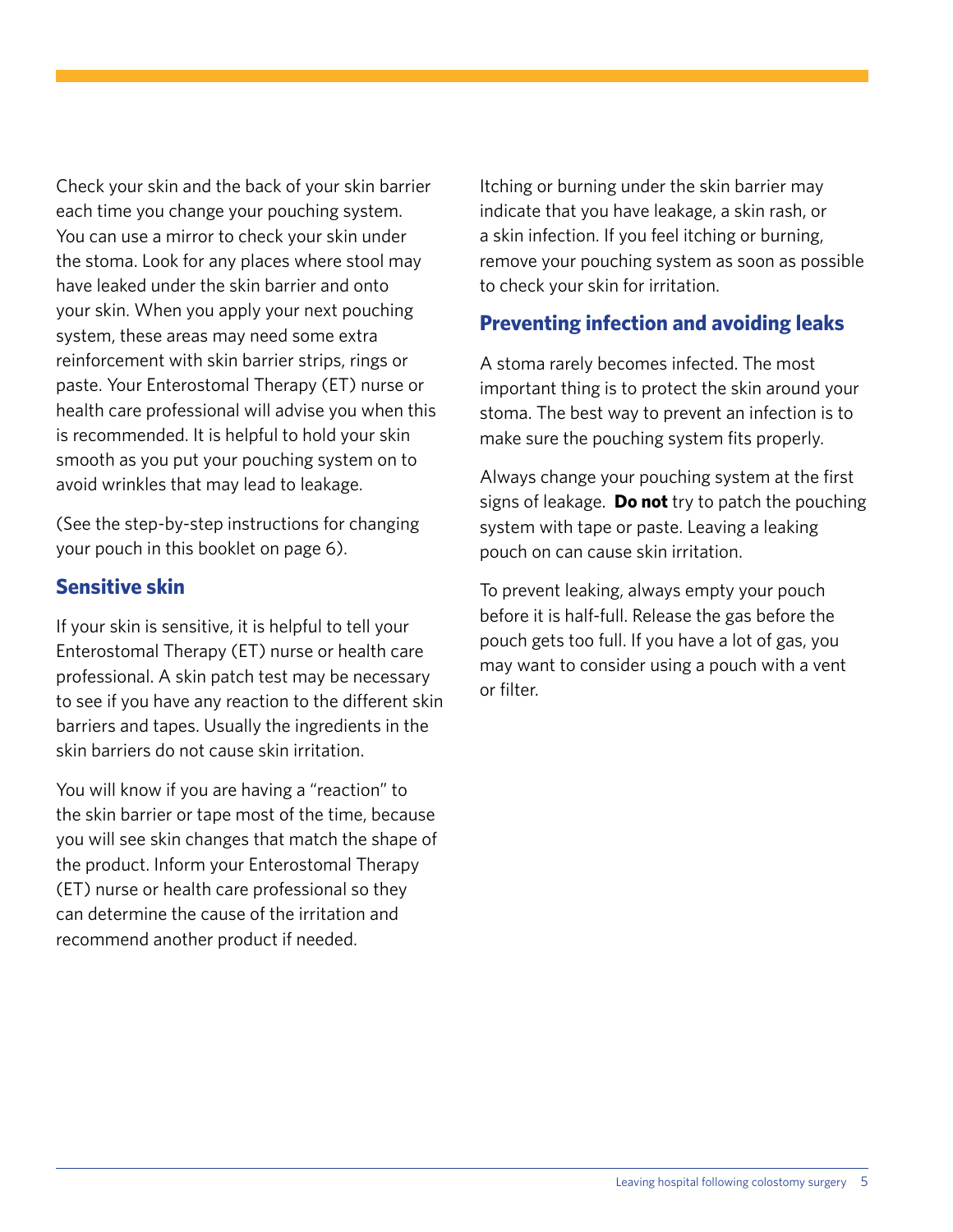Check your skin and the back of your skin barrier each time you change your pouching system. You can use a mirror to check your skin under the stoma. Look for any places where stool may have leaked under the skin barrier and onto your skin. When you apply your next pouching system, these areas may need some extra reinforcement with skin barrier strips, rings or paste. Your Enterostomal Therapy (ET) nurse or health care professional will advise you when this is recommended. It is helpful to hold your skin smooth as you put your pouching system on to avoid wrinkles that may lead to leakage.

(See the step-by-step instructions for changing your pouch in this booklet on page 6).

## Sensitive skin

If your skin is sensitive, it is helpful to tell your Enterostomal Therapy (ET) nurse or health care professional. A skin patch test may be necessary to see if you have any reaction to the different skin barriers and tapes. Usually the ingredients in the skin barriers do not cause skin irritation.

You will know if you are having a "reaction" to the skin barrier or tape most of the time, because you will see skin changes that match the shape of the product. Inform your Enterostomal Therapy (ET) nurse or health care professional so they can determine the cause of the irritation and recommend another product if needed.

Itching or burning under the skin barrier may indicate that you have leakage, a skin rash, or a skin infection. If you feel itching or burning, remove your pouching system as soon as possible to check your skin for irritation.

## Preventing infection and avoiding leaks

A stoma rarely becomes infected. The most important thing is to protect the skin around your stoma. The best way to prevent an infection is to make sure the pouching system fits properly.

Always change your pouching system at the first signs of leakage. **Do not** try to patch the pouching system with tape or paste. Leaving a leaking pouch on can cause skin irritation.

To prevent leaking, always empty your pouch before it is half-full. Release the gas before the pouch gets too full. If you have a lot of gas, you may want to consider using a pouch with a vent or filter.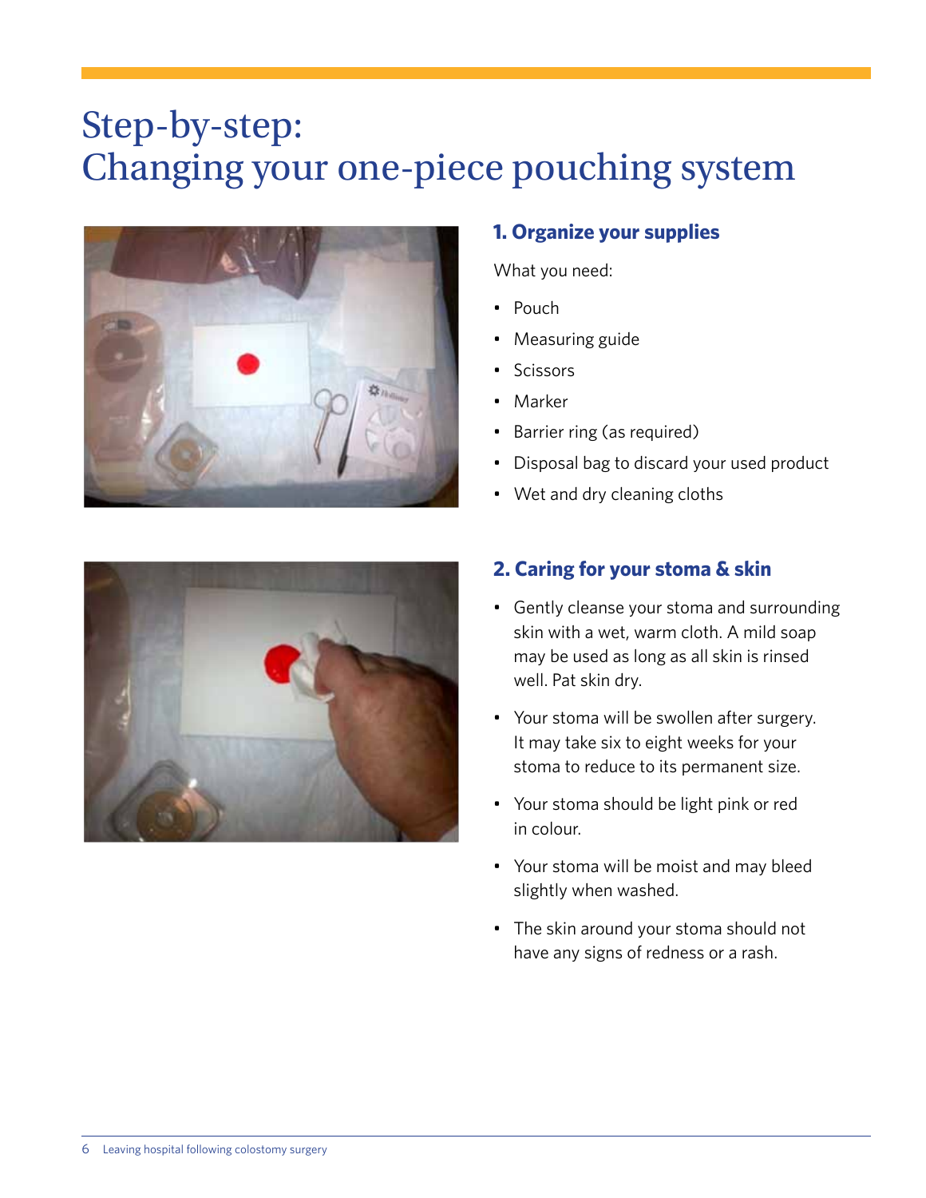# Step-by-step: Changing your one-piece pouching system

## 1. Organize your supplies

What you need:

- Pouch
- Measuring guide
- Scissors
- Marker
- Barrier ring (as required)
- Disposal bag to discard your used product
- Wet and dry cleaning cloths

## 2. Caring for your stoma & skin

- Gently cleanse your stoma and surrounding skin with a wet, warm cloth. A mild soap may be used as long as all skin is rinsed well. Pat skin dry.
- Your stoma will be swollen after surgery. It may take six to eight weeks for your stoma to reduce to its permanent size.
- Your stoma should be light pink or red in colour.
- Your stoma will be moist and may bleed slightly when washed.
- The skin around your stoma should not have any signs of redness or a rash.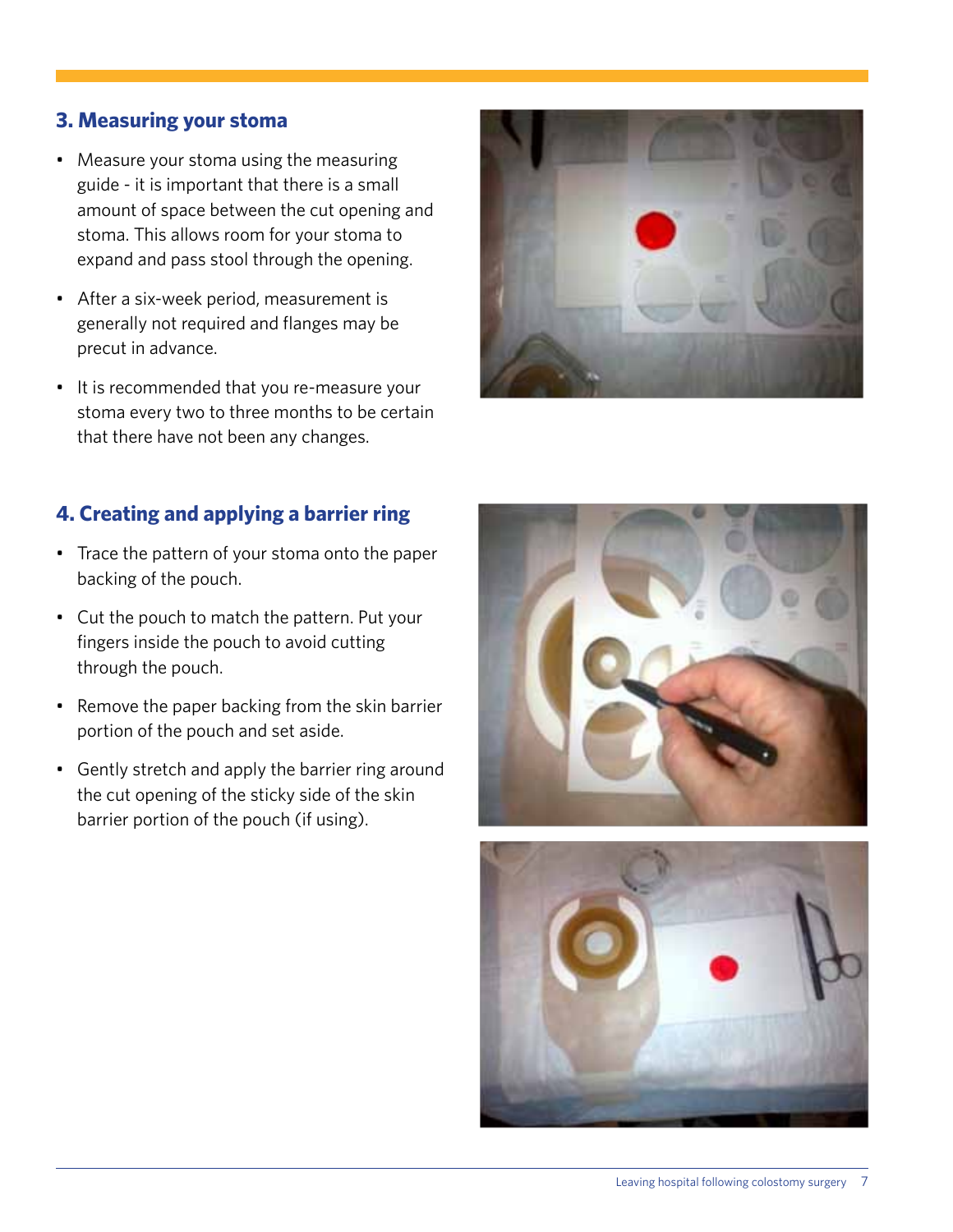## 3. Measuring your stoma

- Measure your stoma using the measuring guide - it is important that there is a small amount of space between the cut opening and stoma. This allows room for your stoma to expand and pass stool through the opening.
- After a six-week period, measurement is generally not required and flanges may be precut in advance.
- It is recommended that you re-measure your stoma every two to three months to be certain that there have not been any changes.

## 4. Creating and applying a barrier ring

- Trace the pattern of your stoma onto the paper backing of the pouch.
- Cut the pouch to match the pattern. Put your fingers inside the pouch to avoid cutting through the pouch.
- Remove the paper backing from the skin barrier portion of the pouch and set aside.
- Gently stretch and apply the barrier ring around the cut opening of the sticky side of the skin barrier portion of the pouch (if using).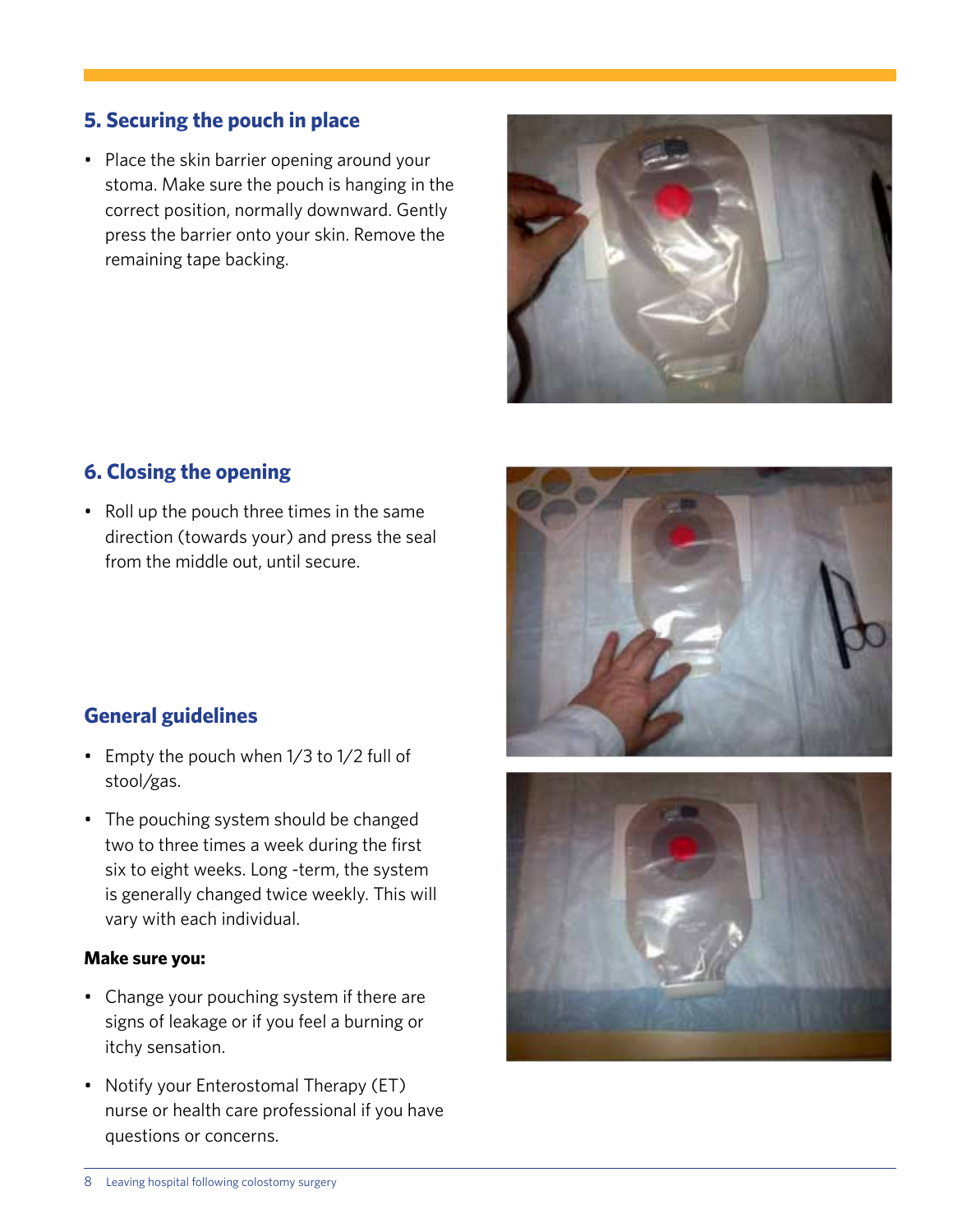## 5. Securing the pouch in place

- Place the skin barrier opening around your stoma. Make sure the pouch is hanging in the correct position, normally downward. Gently press the barrier onto your skin. Remove the remaining tape backing.

## 6. Closing the opening

- Roll up the pouch three times in the same direction (towards your) and press the seal from the middle out, until secure.

## General guidelines

- Empty the pouch when 1/3 to 1/2 full of stool/gas.
- The pouching system should be changed two to three times a week during the first six to eight weeks. Long -term, the system is generally changed twice weekly. This will vary with each individual.

**Make sure you:**

- Change your pouching system if there are signs of leakage or if you feel a burning or itchy sensation.
- Notify your Enterostomal Therapy (ET) nurse or health care professional if you have questions or concerns.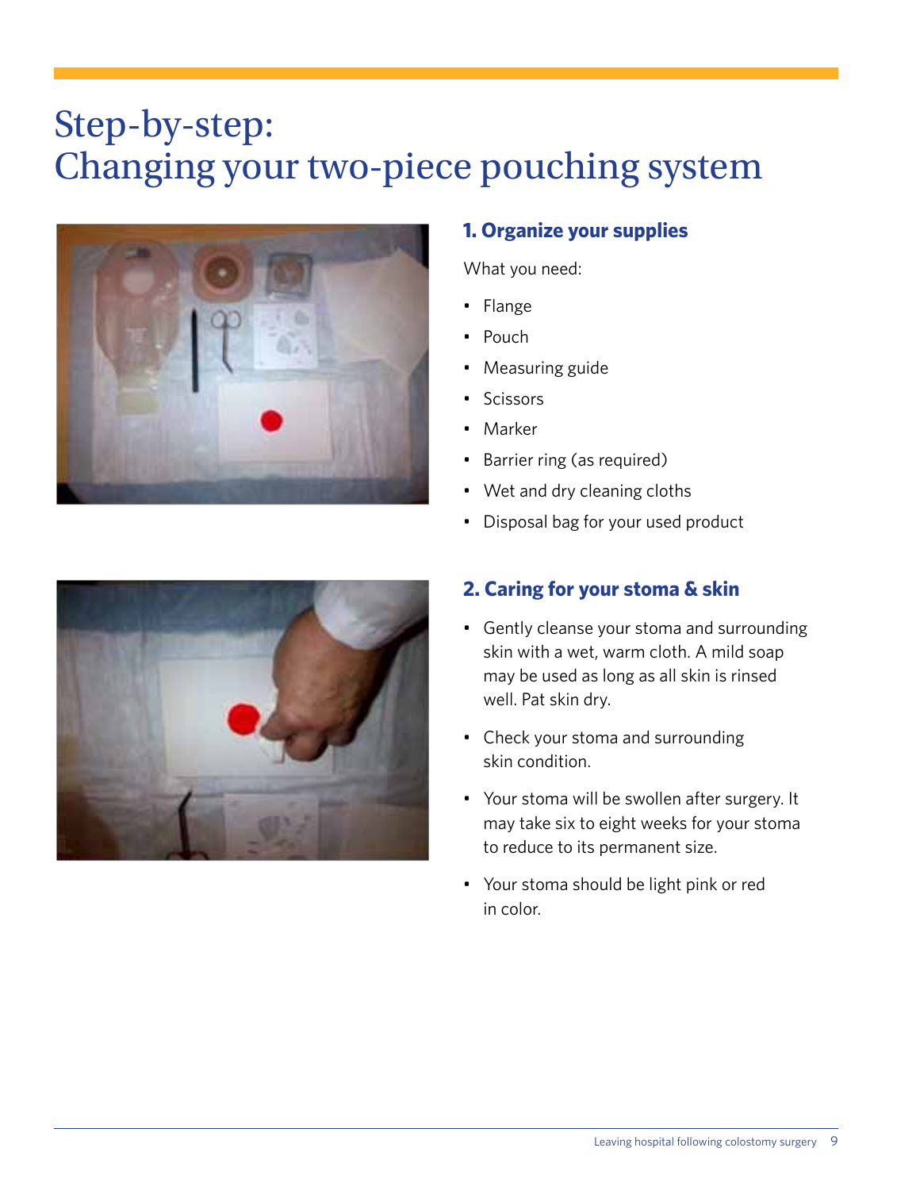# Step-by-step: Changing your two-piece pouching system

## 1. Organize your supplies

What you need:

- Flange
- Pouch
- Measuring guide
- Scissors
- Marker
- Barrier ring (as required)
- Wet and dry cleaning cloths
- Disposal bag for your used product

## 2. Caring for your stoma & skin

- Gently cleanse your stoma and surrounding skin with a wet, warm cloth. A mild soap may be used as long as all skin is rinsed well. Pat skin dry.
- Check your stoma and surrounding skin condition.
- Your stoma will be swollen after surgery. It may take six to eight weeks for your stoma to reduce to its permanent size.
- Your stoma should be light pink or red in color.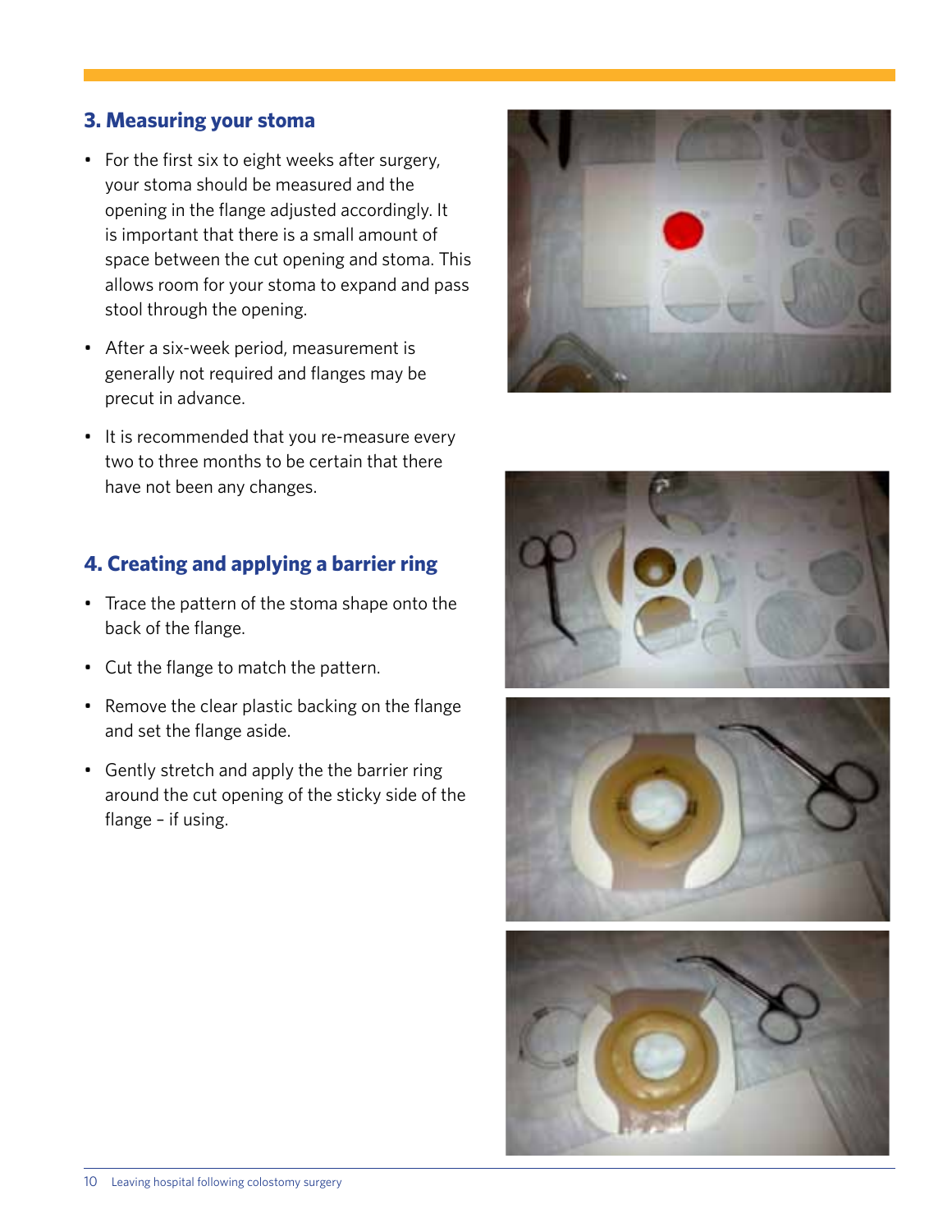## 3. Measuring your stoma

- For the first six to eight weeks after surgery, your stoma should be measured and the opening in the flange adjusted accordingly. It is important that there is a small amount of space between the cut opening and stoma. This allows room for your stoma to expand and pass stool through the opening.
- After a six-week period, measurement is generally not required and flanges may be precut in advance.
- It is recommended that you re-measure every two to three months to be certain that there have not been any changes.

## 4. Creating and applying a barrier ring

- Trace the pattern of the stoma shape onto the back of the flange.
- Cut the flange to match the pattern.
- Remove the clear plastic backing on the flange and set the flange aside.
- Gently stretch and apply the the barrier ring around the cut opening of the sticky side of the flange – if using.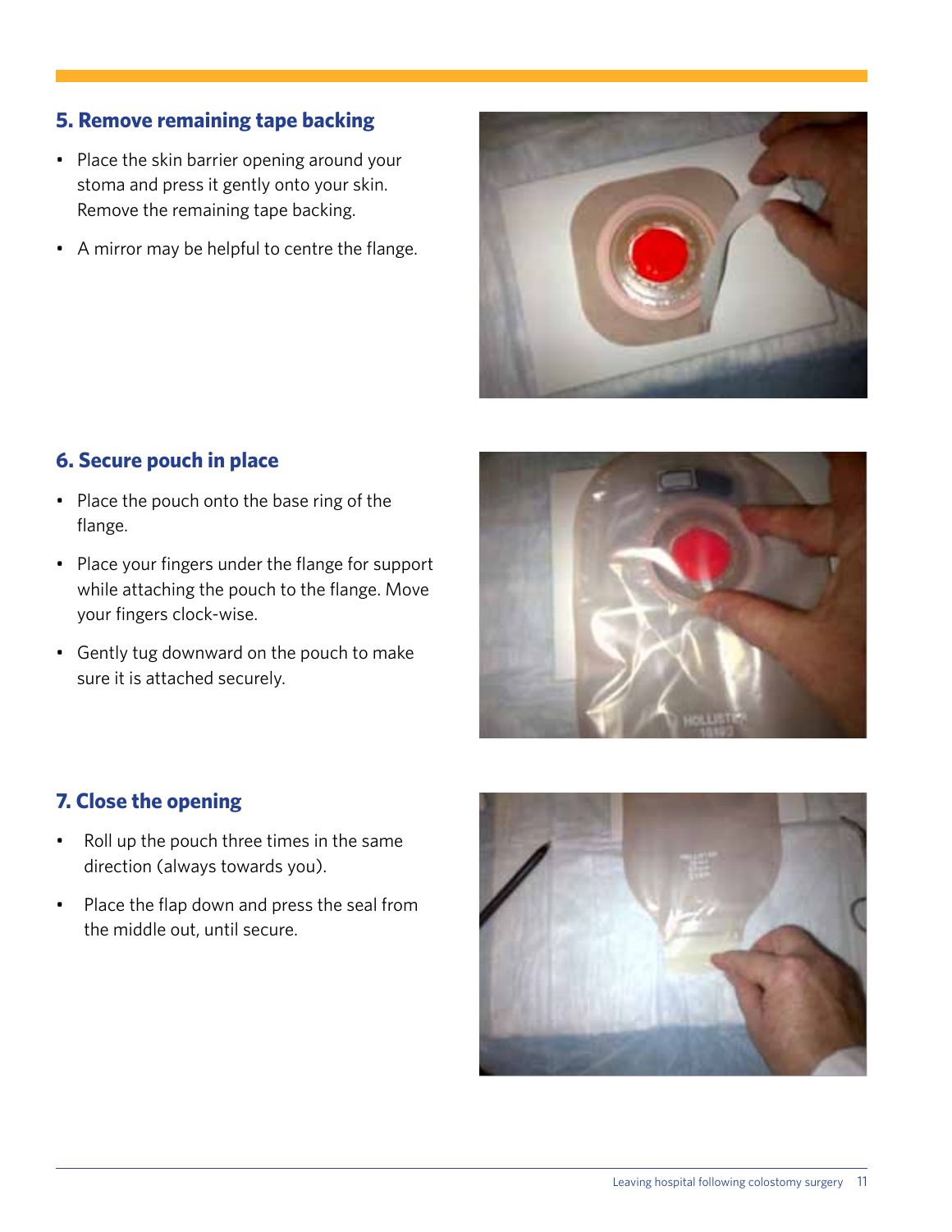## 5. Remove remaining tape backing

- Place the skin barrier opening around your stoma and press it gently onto your skin. Remove the remaining tape backing.
- A mirror may be helpful to centre the flange.

## 6. Secure pouch in place

- Place the pouch onto the base ring of the flange.
- Place your fingers under the flange for support while attaching the pouch to the flange. Move your fingers clock-wise.
- Gently tug downward on the pouch to make sure it is attached securely.

## 7. Close the opening

- Roll up the pouch three times in the same direction (always towards you).
- Place the flap down and press the seal from the middle out, until secure.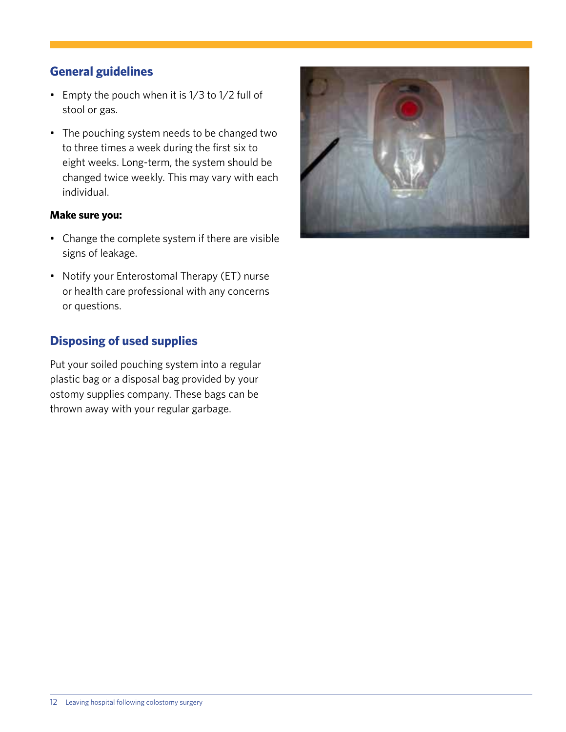## General guidelines

- Empty the pouch when it is 1/3 to 1/2 full of stool or gas.
- The pouching system needs to be changed two to three times a week during the first six to eight weeks. Long-term, the system should be changed twice weekly. This may vary with each individual.

**Make sure you:**

- Change the complete system if there are visible signs of leakage.
- Notify your Enterostomal Therapy (ET) nurse or health care professional with any concerns or questions.

## Disposing of used supplies

Put your soiled pouching system into a regular plastic bag or a disposal bag provided by your ostomy supplies company. These bags can be thrown away with your regular garbage.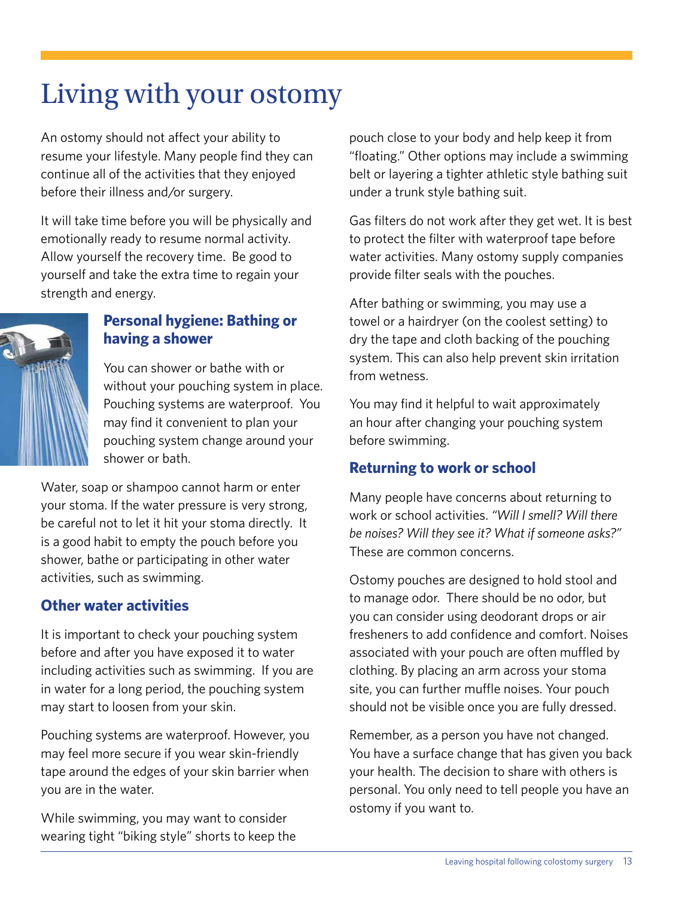# Living with your ostomy

An ostomy should not affect your ability to resume your lifestyle. Many people find they can continue all of the activities that they enjoyed before their illness and/or surgery.

It will take time before you will be physically and emotionally ready to resume normal activity. Allow yourself the recovery time. Be good to yourself and take the extra time to regain your strength and energy.

## Personal hygiene: Bathing or having a shower

You can shower or bathe with or without your pouching system in place. Pouching systems are waterproof. You may find it convenient to plan your pouching system change around your shower or bath.

Water, soap or shampoo cannot harm or enter your stoma. If the water pressure is very strong, be careful not to let it hit your stoma directly. It is a good habit to empty the pouch before you shower, bathe or participating in other water activities, such as swimming.

## Other water activities

It is important to check your pouching system before and after you have exposed it to water including activities such as swimming. If you are in water for a long period, the pouching system may start to loosen from your skin.

Pouching systems are waterproof. However, you may feel more secure if you wear skin-friendly tape around the edges of your skin barrier when you are in the water.

While swimming, you may want to consider wearing tight "biking style" shorts to keep the pouch close to your body and help keep it from "floating." Other options may include a swimming belt or layering a tighter athletic style bathing suit under a trunk style bathing suit.

Gas filters do not work after they get wet. It is best to protect the filter with waterproof tape before water activities. Many ostomy supply companies provide filter seals with the pouches.

After bathing or swimming, you may use a towel or a hairdryer (on the coolest setting) to dry the tape and cloth backing of the pouching system. This can also help prevent skin irritation from wetness.

You may find it helpful to wait approximately an hour after changing your pouching system before swimming.

## Returning to work or school

Many people have concerns about returning to work or school activities. *"Will I smell? Will there be noises? Will they see it? What if someone asks?"* These are common concerns.

Ostomy pouches are designed to hold stool and to manage odor. There should be no odor, but you can consider using deodorant drops or air fresheners to add confidence and comfort. Noises associated with your pouch are often muffled by clothing. By placing an arm across your stoma site, you can further muffle noises. Your pouch should not be visible once you are fully dressed.

Remember, as a person you have not changed. You have a surface change that has given you back your health. The decision to share with others is personal. You only need to tell people you have an ostomy if you want to.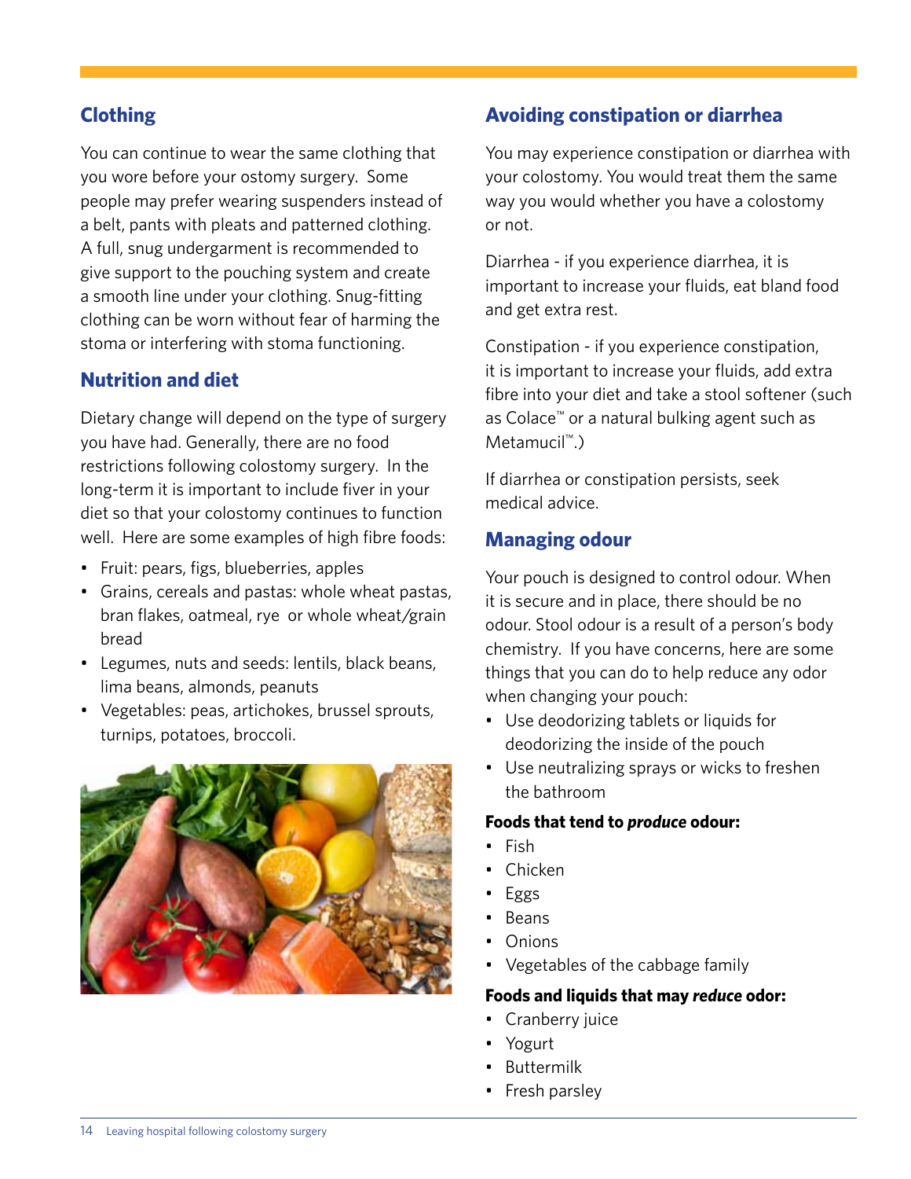## Clothing

You can continue to wear the same clothing that you wore before your ostomy surgery. Some people may prefer wearing suspenders instead of a belt, pants with pleats and patterned clothing. A full, snug undergarment is recommended to give support to the pouching system and create a smooth line under your clothing. Snug-fitting clothing can be worn without fear of harming the stoma or interfering with stoma functioning.

## Nutrition and diet

Dietary change will depend on the type of surgery you have had. Generally, there are no food restrictions following colostomy surgery. In the long-term it is important to include fiver in your diet so that your colostomy continues to function well. Here are some examples of high fibre foods:

- Fruit: pears, figs, blueberries, apples
- Grains, cereals and pastas: whole wheat pastas, bran flakes, oatmeal, rye or whole wheat/grain bread
- Legumes, nuts and seeds: lentils, black beans, lima beans, almonds, peanuts
- Vegetables: peas, artichokes, brussel sprouts, turnips, potatoes, broccoli.

## Avoiding constipation or diarrhea

You may experience constipation or diarrhea with your colostomy. You would treat them the same way you would whether you have a colostomy or not.

Diarrhea - if you experience diarrhea, it is important to increase your fluids, eat bland food and get extra rest.

Constipation - if you experience constipation, it is important to increase your fluids, add extra fibre into your diet and take a stool softener (such as Colace™ or a natural bulking agent such as Metamucil™.)

If diarrhea or constipation persists, seek medical advice.

## Managing odour

Your pouch is designed to control odour. When it is secure and in place, there should be no odour. Stool odour is a result of a person's body chemistry. If you have concerns, here are some things that you can do to help reduce any odor when changing your pouch:

- Use deodorizing tablets or liquids for deodorizing the inside of the pouch
- Use neutralizing sprays or wicks to freshen the bathroom

**Foods that tend to *produce* odour:**

- Fish
- Chicken
- Eggs
- Beans
- Onions
- Vegetables of the cabbage family

**Foods and liquids that may *reduce* odor:**

- Cranberry juice
- Yogurt
- Buttermilk
- Fresh parsley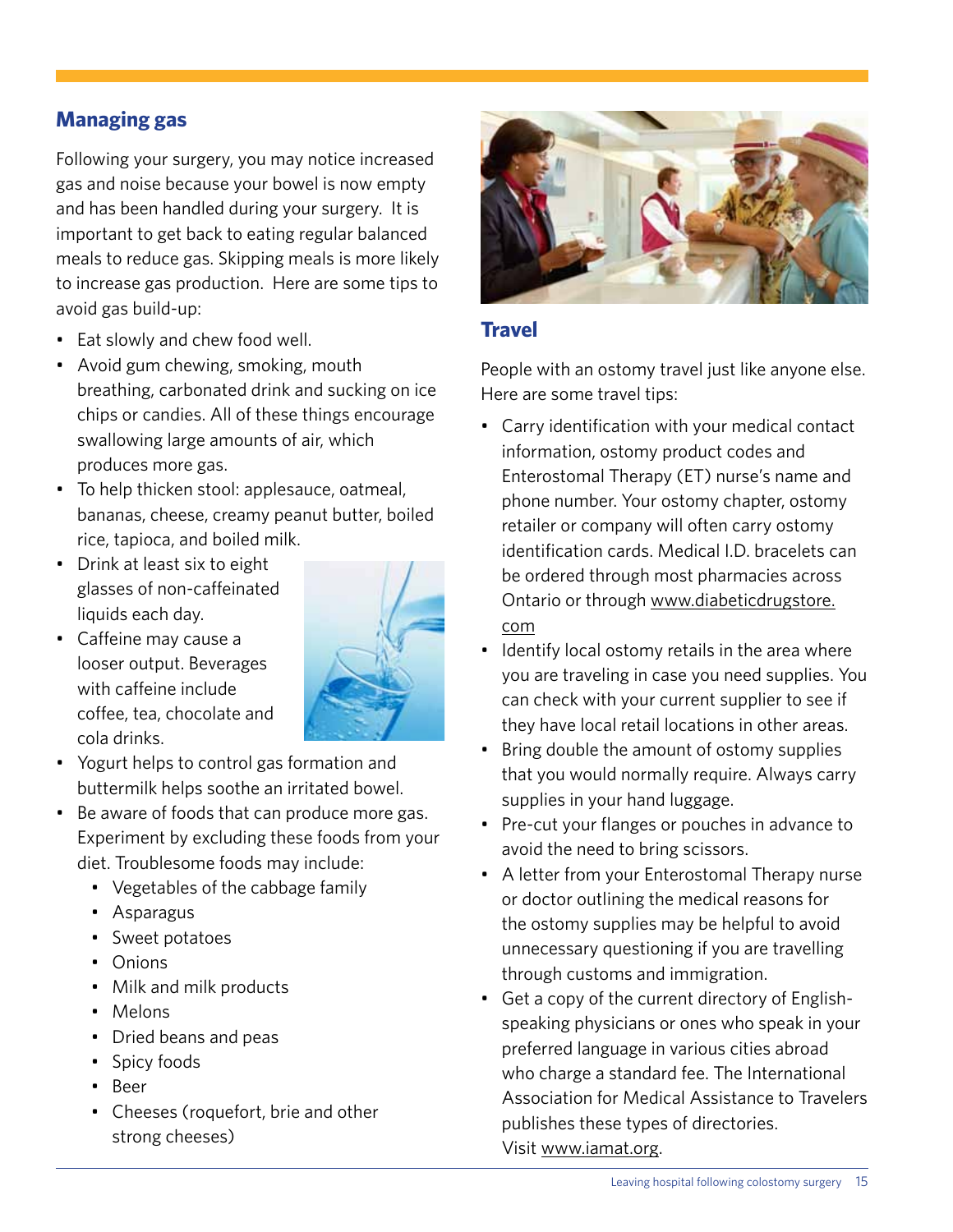## Managing gas

Following your surgery, you may notice increased gas and noise because your bowel is now empty and has been handled during your surgery. It is important to get back to eating regular balanced meals to reduce gas. Skipping meals is more likely to increase gas production. Here are some tips to avoid gas build-up:

- Eat slowly and chew food well.
- Avoid gum chewing, smoking, mouth breathing, carbonated drink and sucking on ice chips or candies. All of these things encourage swallowing large amounts of air, which produces more gas.
- To help thicken stool: applesauce, oatmeal, bananas, cheese, creamy peanut butter, boiled rice, tapioca, and boiled milk.
- Drink at least six to eight glasses of non-caffeinated liquids each day.
- Caffeine may cause a looser output. Beverages with caffeine include coffee, tea, chocolate and cola drinks.
- Yogurt helps to control gas formation and buttermilk helps soothe an irritated bowel.
- Be aware of foods that can produce more gas. Experiment by excluding these foods from your diet. Troublesome foods may include:
  - Vegetables of the cabbage family
  - Asparagus
  - Sweet potatoes
  - Onions
  - Milk and milk products
  - Melons
  - Dried beans and peas
  - Spicy foods
  - Beer
  - Cheeses (roquefort, brie and other strong cheeses)

## Travel

People with an ostomy travel just like anyone else. Here are some travel tips:

- Carry identification with your medical contact information, ostomy product codes and Enterostomal Therapy (ET) nurse's name and phone number. Your ostomy chapter, ostomy retailer or company will often carry ostomy identification cards. Medical I.D. bracelets can be ordered through most pharmacies across Ontario or through www.diabeticdrugstore.com
- Identify local ostomy retails in the area where you are traveling in case you need supplies. You can check with your current supplier to see if they have local retail locations in other areas.
- Bring double the amount of ostomy supplies that you would normally require. Always carry supplies in your hand luggage.
- Pre-cut your flanges or pouches in advance to avoid the need to bring scissors.
- A letter from your Enterostomal Therapy nurse or doctor outlining the medical reasons for the ostomy supplies may be helpful to avoid unnecessary questioning if you are travelling through customs and immigration.
- Get a copy of the current directory of English-speaking physicians or ones who speak in your preferred language in various cities abroad who charge a standard fee. The International Association for Medical Assistance to Travelers publishes these types of directories. Visit www.iamat.org.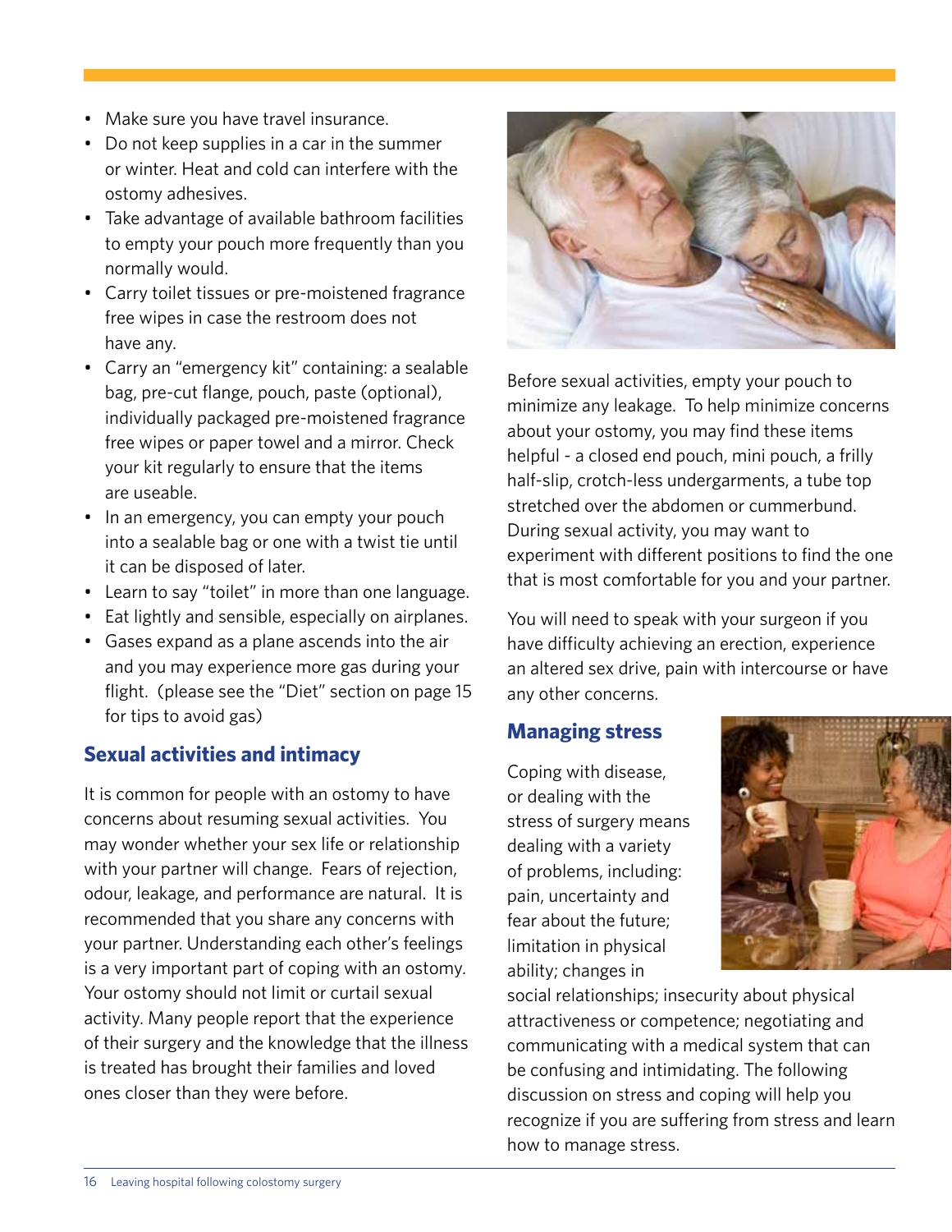- Make sure you have travel insurance.
- Do not keep supplies in a car in the summer or winter. Heat and cold can interfere with the ostomy adhesives.
- Take advantage of available bathroom facilities to empty your pouch more frequently than you normally would.
- Carry toilet tissues or pre-moistened fragrance free wipes in case the restroom does not have any.
- Carry an "emergency kit" containing: a sealable bag, pre-cut flange, pouch, paste (optional), individually packaged pre-moistened fragrance free wipes or paper towel and a mirror. Check your kit regularly to ensure that the items are useable.
- In an emergency, you can empty your pouch into a sealable bag or one with a twist tie until it can be disposed of later.
- Learn to say "toilet" in more than one language.
- Eat lightly and sensible, especially on airplanes.
- Gases expand as a plane ascends into the air and you may experience more gas during your flight. (please see the "Diet" section on page 15 for tips to avoid gas)

## Sexual activities and intimacy

It is common for people with an ostomy to have concerns about resuming sexual activities. You may wonder whether your sex life or relationship with your partner will change. Fears of rejection, odour, leakage, and performance are natural. It is recommended that you share any concerns with your partner. Understanding each other's feelings is a very important part of coping with an ostomy. Your ostomy should not limit or curtail sexual activity. Many people report that the experience of their surgery and the knowledge that the illness is treated has brought their families and loved ones closer than they were before.

Before sexual activities, empty your pouch to minimize any leakage. To help minimize concerns about your ostomy, you may find these items helpful - a closed end pouch, mini pouch, a frilly half-slip, crotch-less undergarments, a tube top stretched over the abdomen or cummerbund. During sexual activity, you may want to experiment with different positions to find the one that is most comfortable for you and your partner.

You will need to speak with your surgeon if you have difficulty achieving an erection, experience an altered sex drive, pain with intercourse or have any other concerns.

## Managing stress

Coping with disease, or dealing with the stress of surgery means dealing with a variety of problems, including: pain, uncertainty and fear about the future; limitation in physical ability; changes in social relationships; insecurity about physical attractiveness or competence; negotiating and communicating with a medical system that can be confusing and intimidating. The following discussion on stress and coping will help you recognize if you are suffering from stress and learn how to manage stress.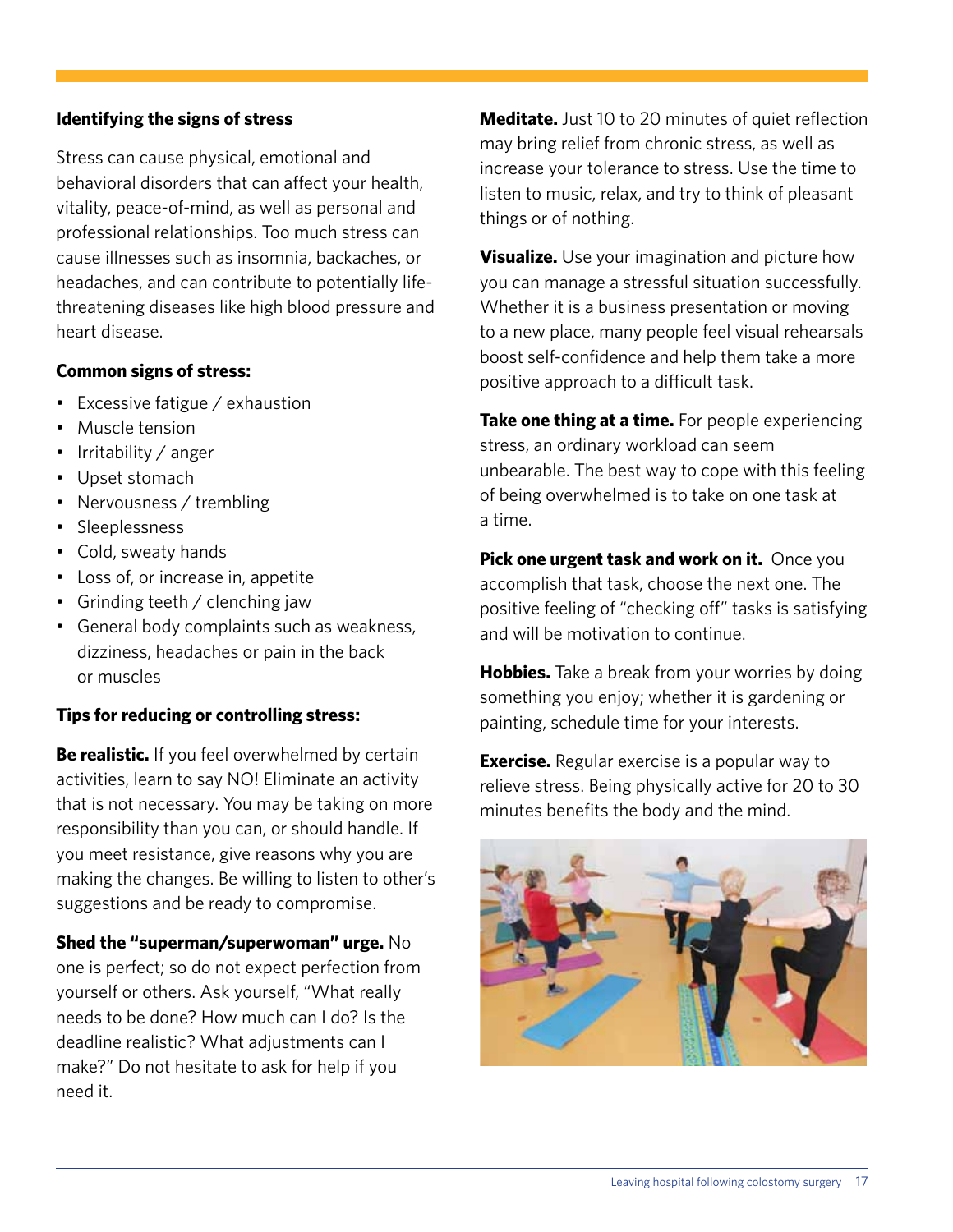### Identifying the signs of stress

Stress can cause physical, emotional and behavioral disorders that can affect your health, vitality, peace-of-mind, as well as personal and professional relationships. Too much stress can cause illnesses such as insomnia, backaches, or headaches, and can contribute to potentially life-threatening diseases like high blood pressure and heart disease.

**Common signs of stress:**

- Excessive fatigue / exhaustion
- Muscle tension
- Irritability / anger
- Upset stomach
- Nervousness / trembling
- Sleeplessness
- Cold, sweaty hands
- Loss of, or increase in, appetite
- Grinding teeth / clenching jaw
- General body complaints such as weakness, dizziness, headaches or pain in the back or muscles

**Tips for reducing or controlling stress:**

**Be realistic.** If you feel overwhelmed by certain activities, learn to say NO! Eliminate an activity that is not necessary. You may be taking on more responsibility than you can, or should handle. If you meet resistance, give reasons why you are making the changes. Be willing to listen to other's suggestions and be ready to compromise.

**Shed the "superman/superwoman" urge.** No one is perfect; so do not expect perfection from yourself or others. Ask yourself, "What really needs to be done? How much can I do? Is the deadline realistic? What adjustments can I make?" Do not hesitate to ask for help if you need it.

**Meditate.** Just 10 to 20 minutes of quiet reflection may bring relief from chronic stress, as well as increase your tolerance to stress. Use the time to listen to music, relax, and try to think of pleasant things or of nothing.

**Visualize.** Use your imagination and picture how you can manage a stressful situation successfully. Whether it is a business presentation or moving to a new place, many people feel visual rehearsals boost self-confidence and help them take a more positive approach to a difficult task.

**Take one thing at a time.** For people experiencing stress, an ordinary workload can seem unbearable. The best way to cope with this feeling of being overwhelmed is to take on one task at a time.

**Pick one urgent task and work on it.** Once you accomplish that task, choose the next one. The positive feeling of "checking off" tasks is satisfying and will be motivation to continue.

**Hobbies.** Take a break from your worries by doing something you enjoy; whether it is gardening or painting, schedule time for your interests.

**Exercise.** Regular exercise is a popular way to relieve stress. Being physically active for 20 to 30 minutes benefits the body and the mind.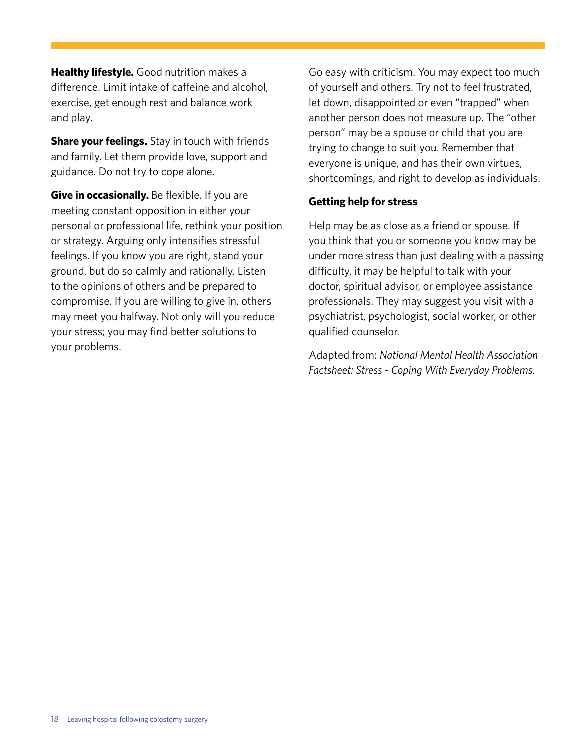**Healthy lifestyle.** Good nutrition makes a difference. Limit intake of caffeine and alcohol, exercise, get enough rest and balance work and play.

**Share your feelings.** Stay in touch with friends and family. Let them provide love, support and guidance. Do not try to cope alone.

**Give in occasionally.** Be flexible. If you are meeting constant opposition in either your personal or professional life, rethink your position or strategy. Arguing only intensifies stressful feelings. If you know you are right, stand your ground, but do so calmly and rationally. Listen to the opinions of others and be prepared to compromise. If you are willing to give in, others may meet you halfway. Not only will you reduce your stress; you may find better solutions to your problems.

Go easy with criticism. You may expect too much of yourself and others. Try not to feel frustrated, let down, disappointed or even "trapped" when another person does not measure up. The "other person" may be a spouse or child that you are trying to change to suit you. Remember that everyone is unique, and has their own virtues, shortcomings, and right to develop as individuals.

### Getting help for stress

Help may be as close as a friend or spouse. If you think that you or someone you know may be under more stress than just dealing with a passing difficulty, it may be helpful to talk with your doctor, spiritual advisor, or employee assistance professionals. They may suggest you visit with a psychiatrist, psychologist, social worker, or other qualified counselor.

Adapted from: *National Mental Health Association Factsheet: Stress - Coping With Everyday Problems.*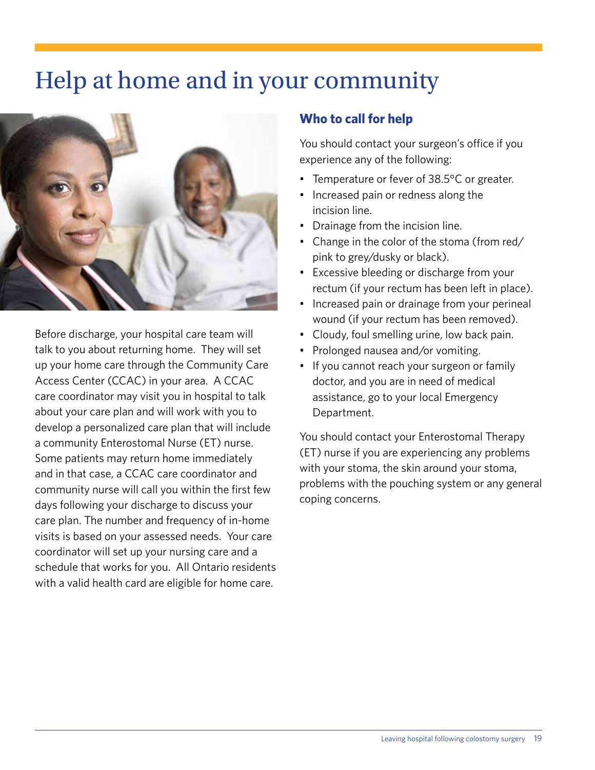# Help at home and in your community

Before discharge, your hospital care team will talk to you about returning home. They will set up your home care through the Community Care Access Center (CCAC) in your area. A CCAC care coordinator may visit you in hospital to talk about your care plan and will work with you to develop a personalized care plan that will include a community Enterostomal Nurse (ET) nurse. Some patients may return home immediately and in that case, a CCAC care coordinator and community nurse will call you within the first few days following your discharge to discuss your care plan. The number and frequency of in-home visits is based on your assessed needs. Your care coordinator will set up your nursing care and a schedule that works for you. All Ontario residents with a valid health card are eligible for home care.

## Who to call for help

You should contact your surgeon's office if you experience any of the following:

- Temperature or fever of 38.5°C or greater.
- Increased pain or redness along the incision line.
- Drainage from the incision line.
- Change in the color of the stoma (from red/pink to grey/dusky or black).
- Excessive bleeding or discharge from your rectum (if your rectum has been left in place).
- Increased pain or drainage from your perineal wound (if your rectum has been removed).
- Cloudy, foul smelling urine, low back pain.
- Prolonged nausea and/or vomiting.
- If you cannot reach your surgeon or family doctor, and you are in need of medical assistance, go to your local Emergency Department.

You should contact your Enterostomal Therapy (ET) nurse if you are experiencing any problems with your stoma, the skin around your stoma, problems with the pouching system or any general coping concerns.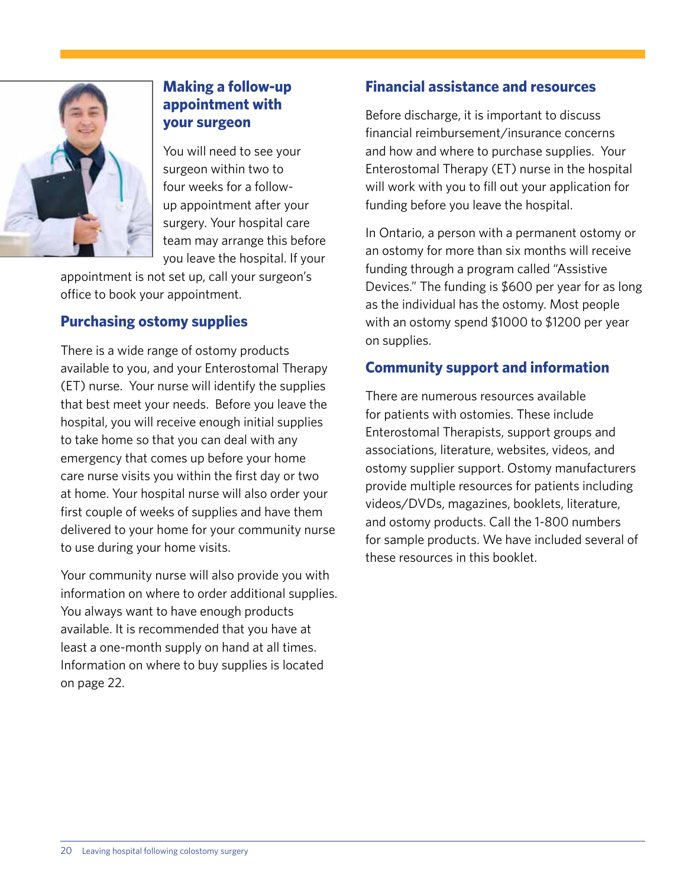## Making a follow-up appointment with your surgeon

You will need to see your surgeon within two to four weeks for a follow-up appointment after your surgery. Your hospital care team may arrange this before you leave the hospital. If your appointment is not set up, call your surgeon's office to book your appointment.

## Purchasing ostomy supplies

There is a wide range of ostomy products available to you, and your Enterostomal Therapy (ET) nurse. Your nurse will identify the supplies that best meet your needs. Before you leave the hospital, you will receive enough initial supplies to take home so that you can deal with any emergency that comes up before your home care nurse visits you within the first day or two at home. Your hospital nurse will also order your first couple of weeks of supplies and have them delivered to your home for your community nurse to use during your home visits.

Your community nurse will also provide you with information on where to order additional supplies. You always want to have enough products available. It is recommended that you have at least a one-month supply on hand at all times. Information on where to buy supplies is located on page 22.

## Financial assistance and resources

Before discharge, it is important to discuss financial reimbursement/insurance concerns and how and where to purchase supplies. Your Enterostomal Therapy (ET) nurse in the hospital will work with you to fill out your application for funding before you leave the hospital.

In Ontario, a person with a permanent ostomy or an ostomy for more than six months will receive funding through a program called "Assistive Devices." The funding is $600 per year for as long as the individual has the ostomy. Most people with an ostomy spend $1000 to $1200 per year on supplies.

## Community support and information

There are numerous resources available for patients with ostomies. These include Enterostomal Therapists, support groups and associations, literature, websites, videos, and ostomy supplier support. Ostomy manufacturers provide multiple resources for patients including videos/DVDs, magazines, booklets, literature, and ostomy products. Call the 1-800 numbers for sample products. We have included several of these resources in this booklet.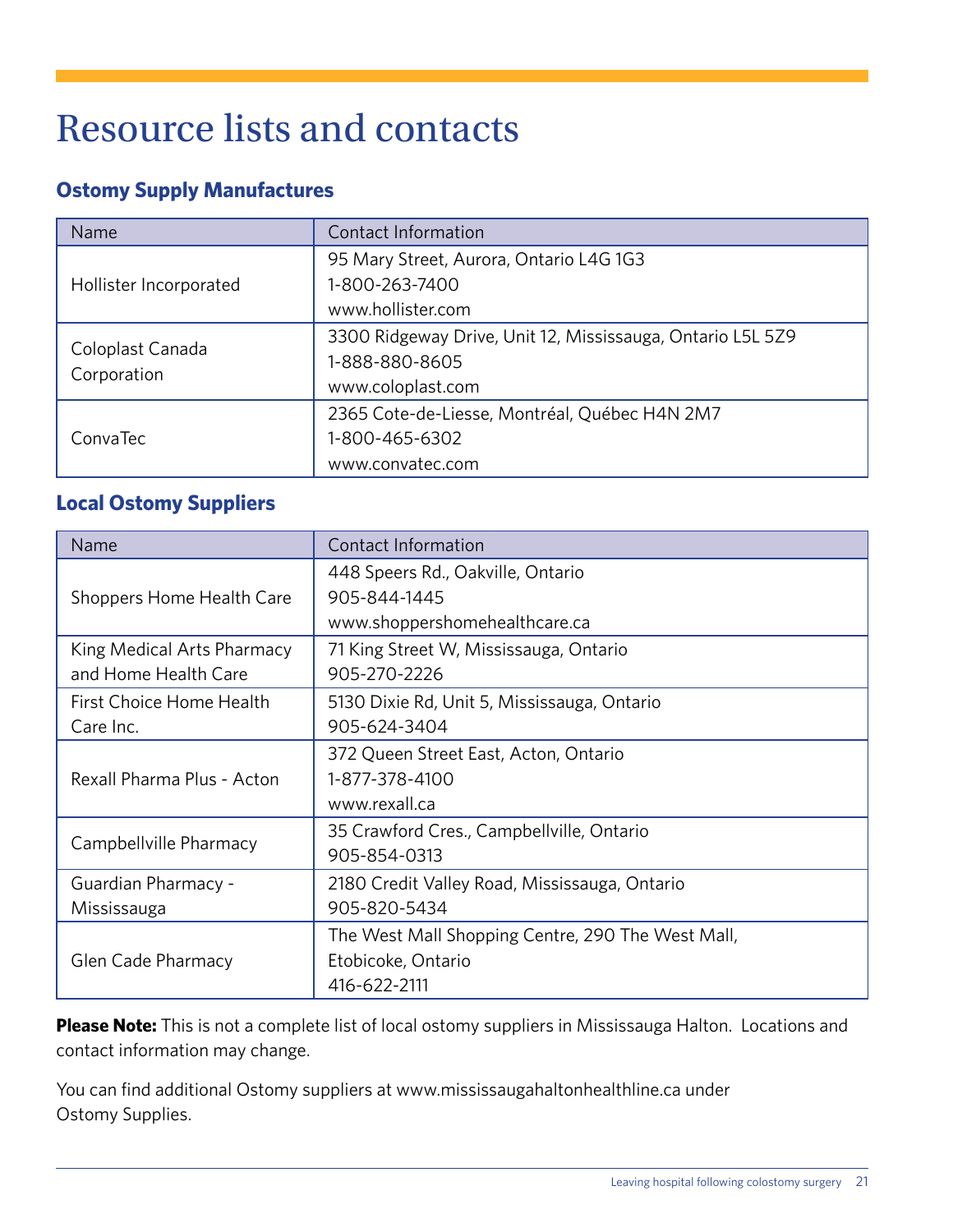# Resource lists and contacts

## Ostomy Supply Manufactures

| Name | Contact Information |
|---|---|
| Hollister Incorporated | 95 Mary Street, Aurora, Ontario L4G 1G3<br>1-800-263-7400<br>www.hollister.com |
| Coloplast Canada Corporation | 3300 Ridgeway Drive, Unit 12, Mississauga, Ontario L5L 5Z9<br>1-888-880-8605<br>www.coloplast.com |
| ConvaTec | 2365 Cote-de-Liesse, Montréal, Québec H4N 2M7<br>1-800-465-6302<br>www.convatec.com |

## Local Ostomy Suppliers

| Name | Contact Information |
|---|---|
| Shoppers Home Health Care | 448 Speers Rd., Oakville, Ontario<br>905-844-1445<br>www.shoppershomehealthcare.ca |
| King Medical Arts Pharmacy and Home Health Care | 71 King Street W, Mississauga, Ontario<br>905-270-2226 |
| First Choice Home Health Care Inc. | 5130 Dixie Rd, Unit 5, Mississauga, Ontario<br>905-624-3404 |
| Rexall Pharma Plus - Acton | 372 Queen Street East, Acton, Ontario<br>1-877-378-4100<br>www.rexall.ca |
| Campbellville Pharmacy | 35 Crawford Cres., Campbellville, Ontario<br>905-854-0313 |
| Guardian Pharmacy - Mississauga | 2180 Credit Valley Road, Mississauga, Ontario<br>905-820-5434 |
| Glen Cade Pharmacy | The West Mall Shopping Centre, 290 The West Mall, Etobicoke, Ontario<br>416-622-2111 |

**Please Note:** This is not a complete list of local ostomy suppliers in Mississauga Halton. Locations and contact information may change.

You can find additional Ostomy suppliers at www.mississaugahaltonhealthline.ca under Ostomy Supplies.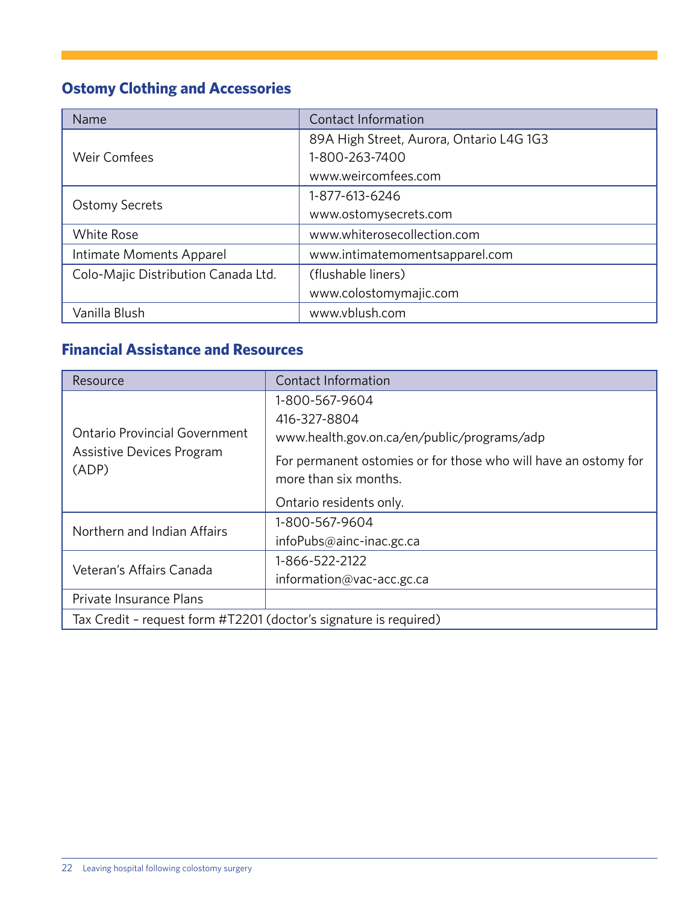## Ostomy Clothing and Accessories

| Name | Contact Information |
|---|---|
| Weir Comfees | 89A High Street, Aurora, Ontario L4G 1G3<br>1-800-263-7400<br>www.weircomfees.com |
| Ostomy Secrets | 1-877-613-6246<br>www.ostomysecrets.com |
| White Rose | www.whiterosecollection.com |
| Intimate Moments Apparel | www.intimatemomentsapparel.com |
| Colo-Majic Distribution Canada Ltd. | (flushable liners)<br>www.colostomymajic.com |
| Vanilla Blush | www.vblush.com |

## Financial Assistance and Resources

| Resource | Contact Information |
|---|---|
| Ontario Provincial Government Assistive Devices Program (ADP) | 1-800-567-9604<br>416-327-8804<br>www.health.gov.on.ca/en/public/programs/adp<br>For permanent ostomies or for those who will have an ostomy for more than six months.<br>Ontario residents only. |
| Northern and Indian Affairs | 1-800-567-9604<br>infoPubs@ainc-inac.gc.ca |
| Veteran's Affairs Canada | 1-866-522-2122<br>information@vac-acc.gc.ca |
| Private Insurance Plans | |
| Tax Credit – request form #T2201 (doctor's signature is required) | |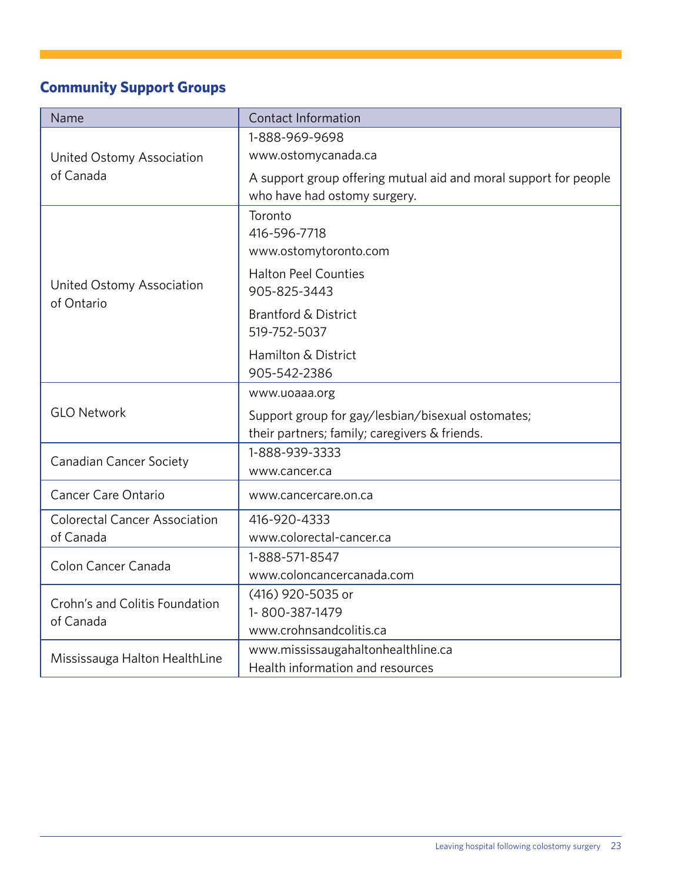## Community Support Groups

| Name | Contact Information |
| --- | --- |
| United Ostomy Association of Canada | 1-888-969-9698<br>www.ostomycanada.ca<br>A support group offering mutual aid and moral support for people who have had ostomy surgery. |
| United Ostomy Association of Ontario | Toronto<br>416-596-7718<br>www.ostomytoronto.com<br>Halton Peel Counties<br>905-825-3443<br>Brantford & District<br>519-752-5037<br>Hamilton & District<br>905-542-2386 |
| GLO Network | www.uoaaa.org<br>Support group for gay/lesbian/bisexual ostomates; their partners; family; caregivers & friends. |
| Canadian Cancer Society | 1-888-939-3333<br>www.cancer.ca |
| Cancer Care Ontario | www.cancercare.on.ca |
| Colorectal Cancer Association of Canada | 416-920-4333<br>www.colorectal-cancer.ca |
| Colon Cancer Canada | 1-888-571-8547<br>www.coloncancercanada.com |
| Crohn's and Colitis Foundation of Canada | (416) 920-5035 or<br>1- 800-387-1479<br>www.crohnsandcolitis.ca |
| Mississauga Halton HealthLine | www.mississaugahaltonhealthline.ca<br>Health information and resources |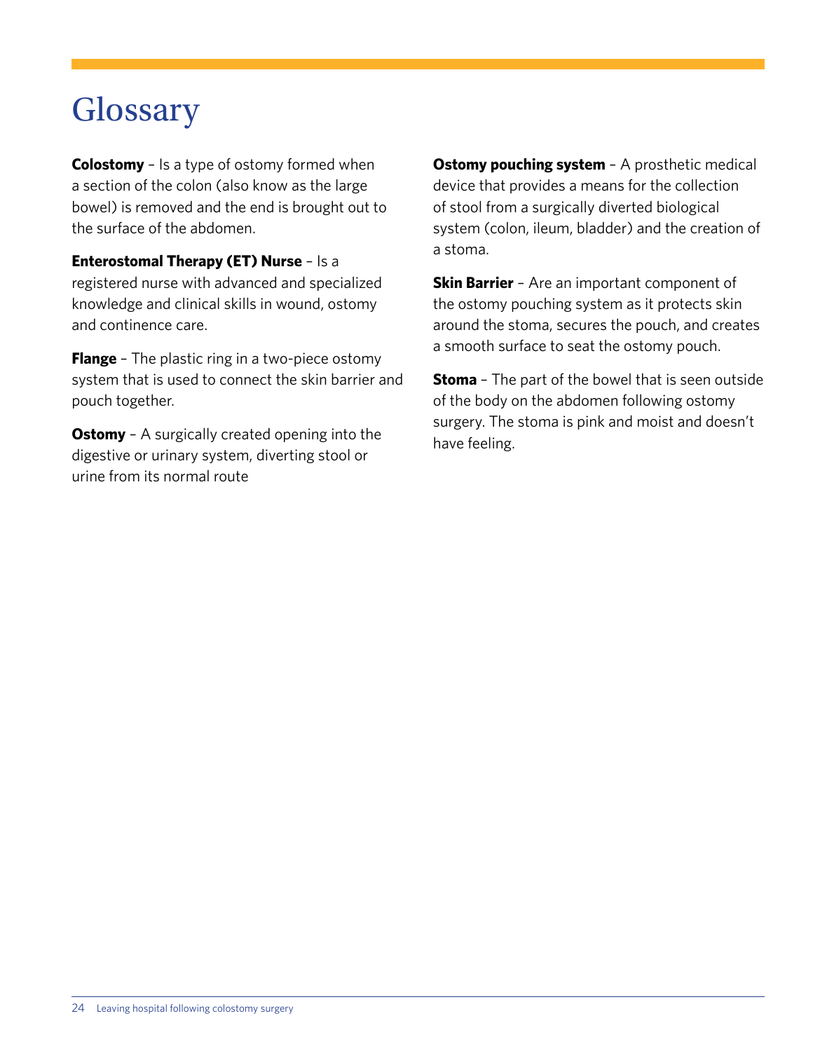# Glossary

**Colostomy** – Is a type of ostomy formed when a section of the colon (also know as the large bowel) is removed and the end is brought out to the surface of the abdomen.

**Enterostomal Therapy (ET) Nurse** – Is a registered nurse with advanced and specialized knowledge and clinical skills in wound, ostomy and continence care.

**Flange** – The plastic ring in a two-piece ostomy system that is used to connect the skin barrier and pouch together.

**Ostomy** – A surgically created opening into the digestive or urinary system, diverting stool or urine from its normal route

**Ostomy pouching system** – A prosthetic medical device that provides a means for the collection of stool from a surgically diverted biological system (colon, ileum, bladder) and the creation of a stoma.

**Skin Barrier** – Are an important component of the ostomy pouching system as it protects skin around the stoma, secures the pouch, and creates a smooth surface to seat the ostomy pouch.

**Stoma** – The part of the bowel that is seen outside of the body on the abdomen following ostomy surgery. The stoma is pink and moist and doesn't have feeling.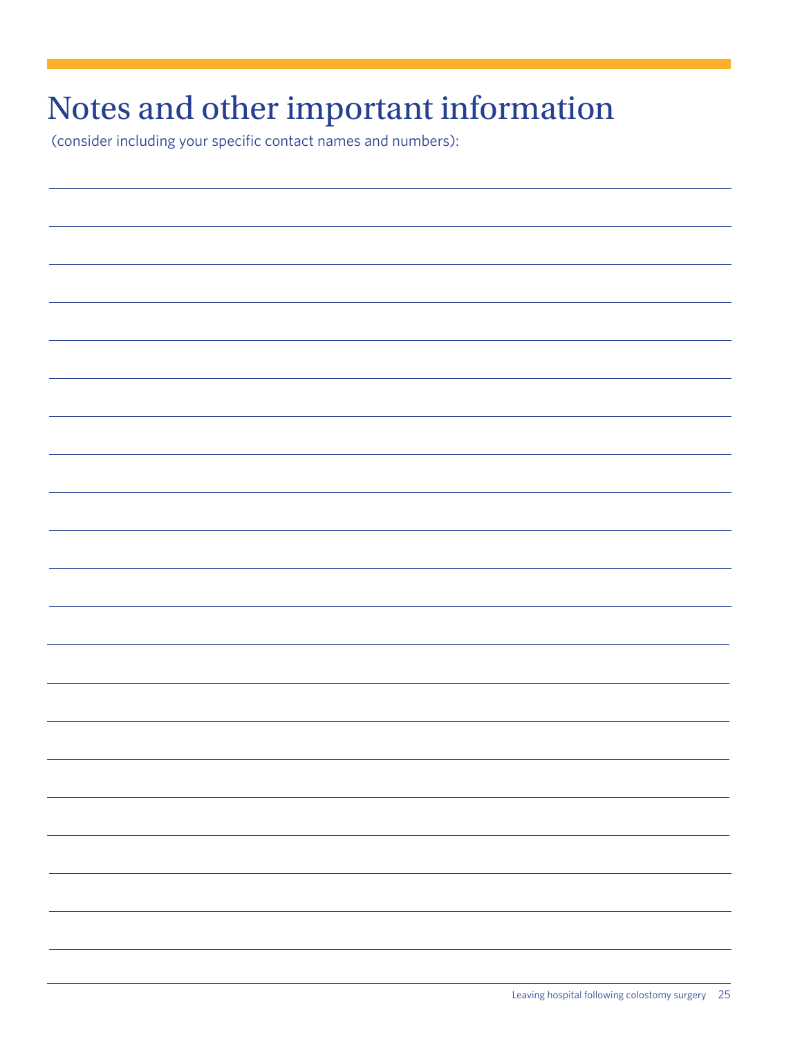# Notes and other important information

(consider including your specific contact names and numbers):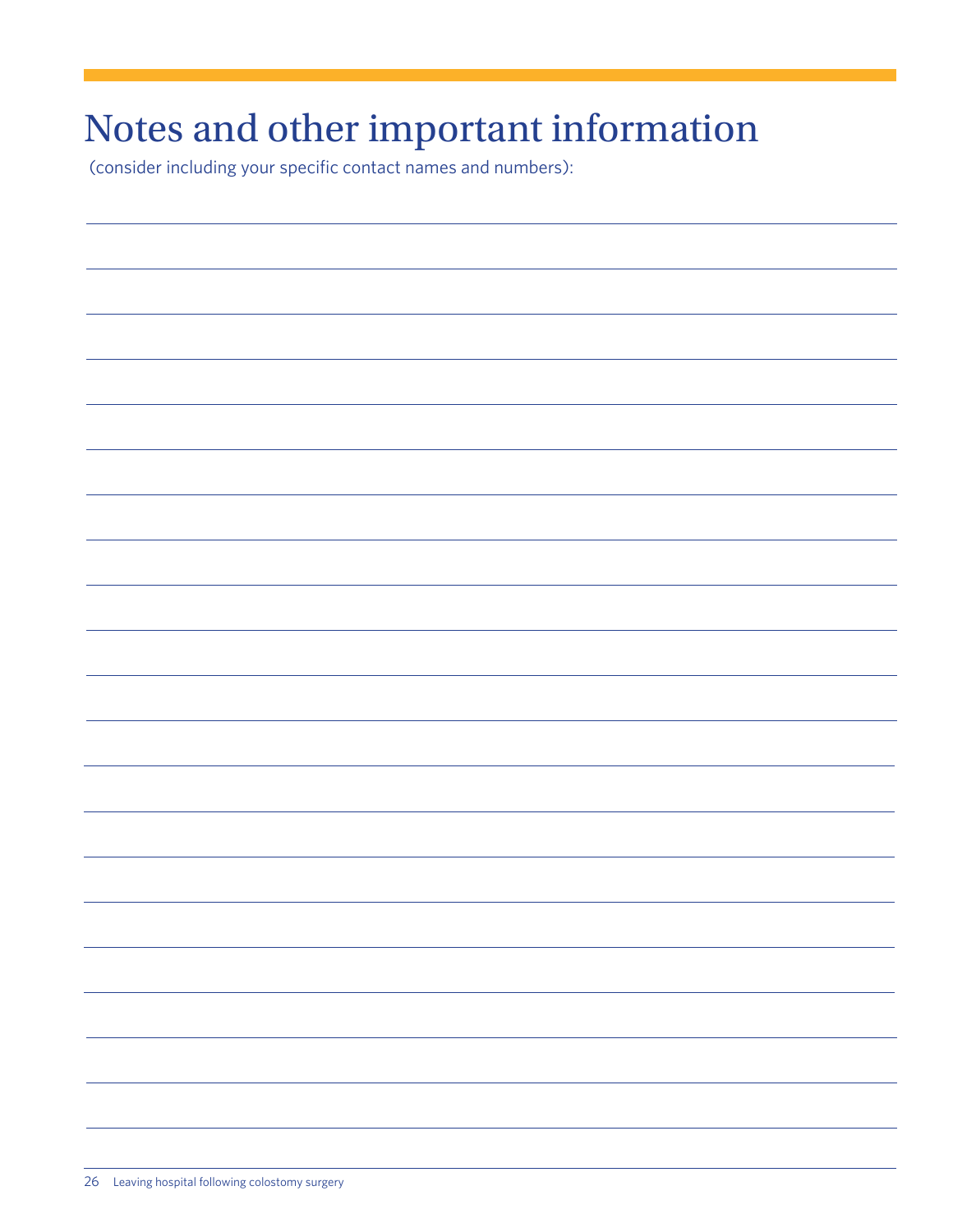# Notes and other important information

(consider including your specific contact names and numbers):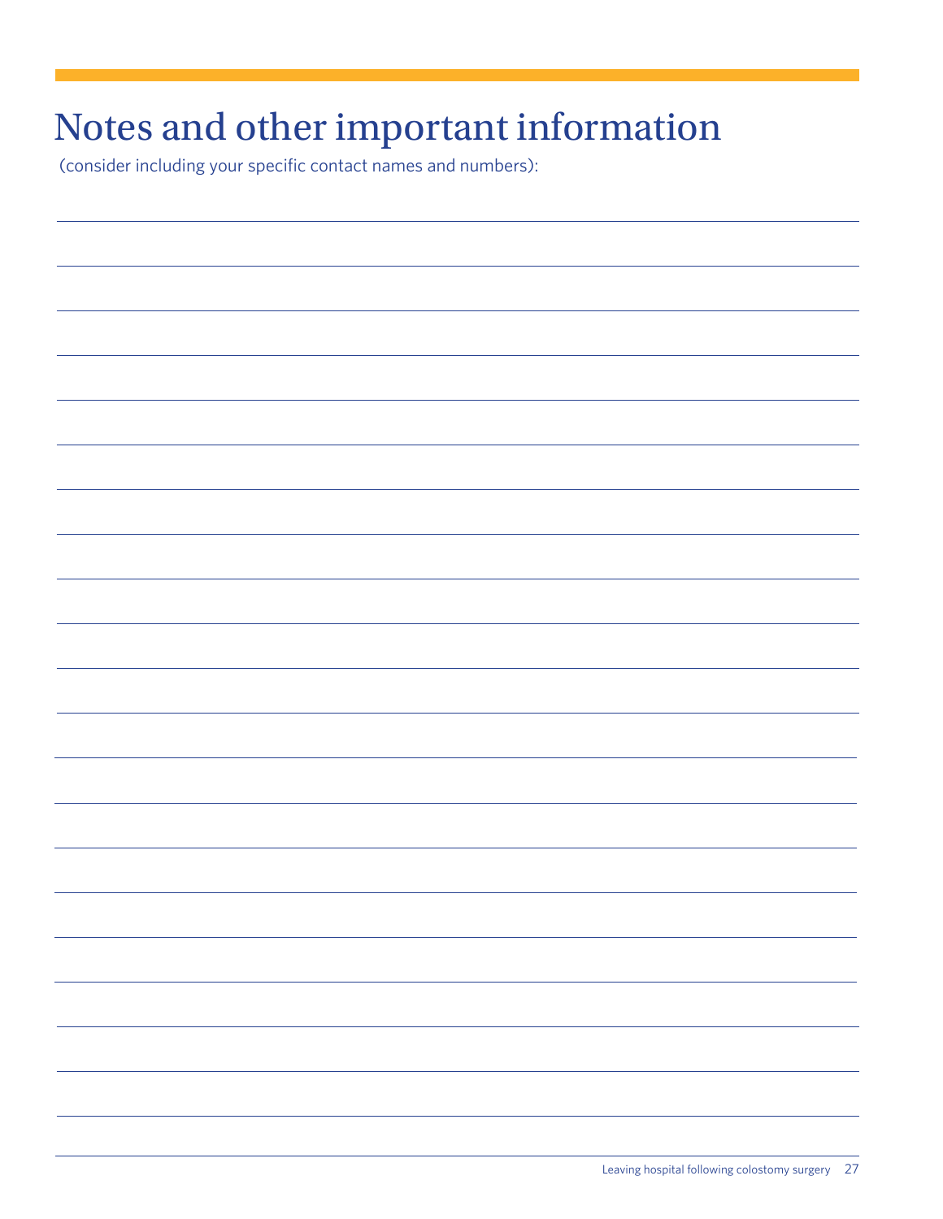# Notes and other important information

(consider including your specific contact names and numbers):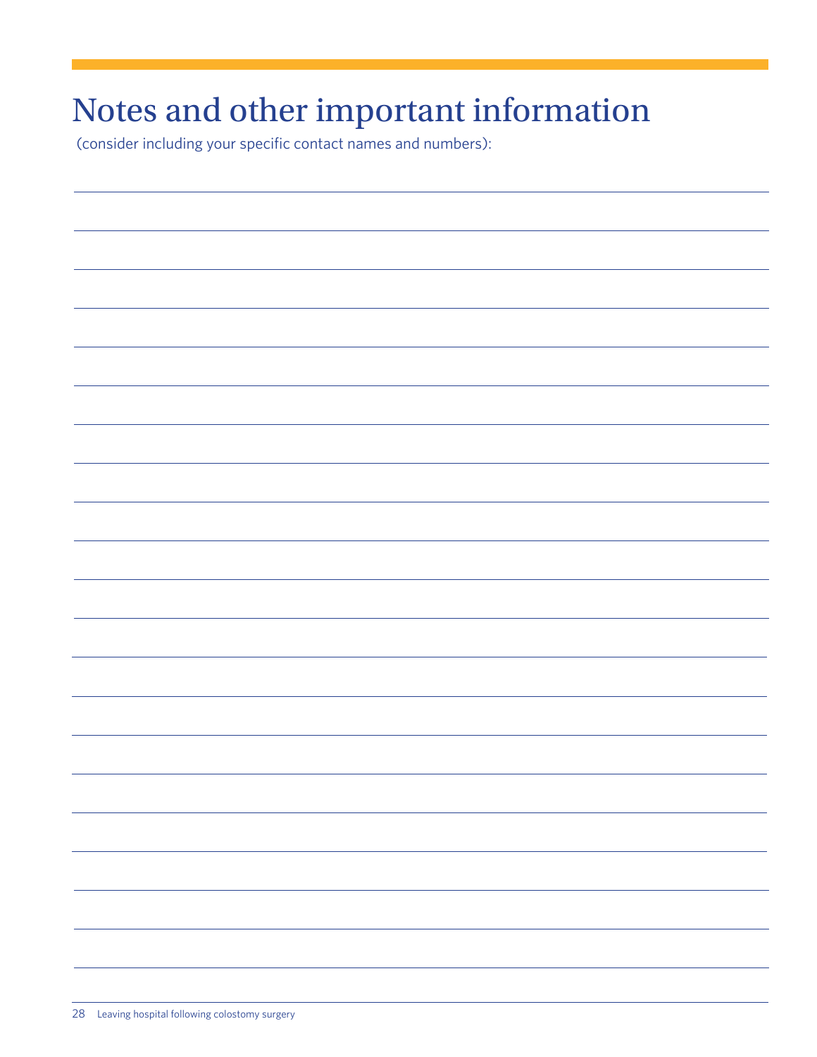# Notes and other important information

(consider including your specific contact names and numbers):